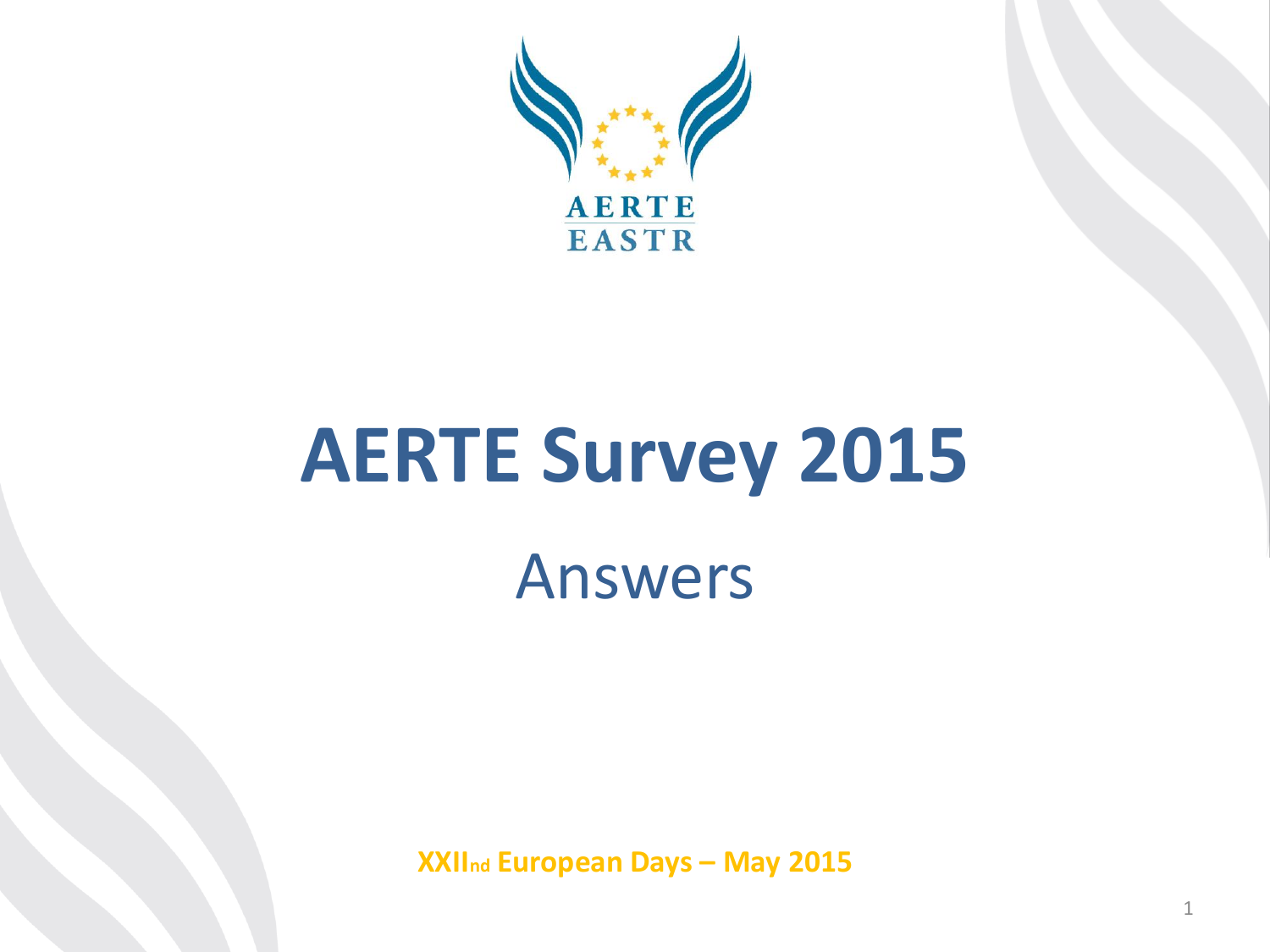AERTE
EASTR

# AERTE Survey 2015

## Answers

**XXIInd European Days – May 2015**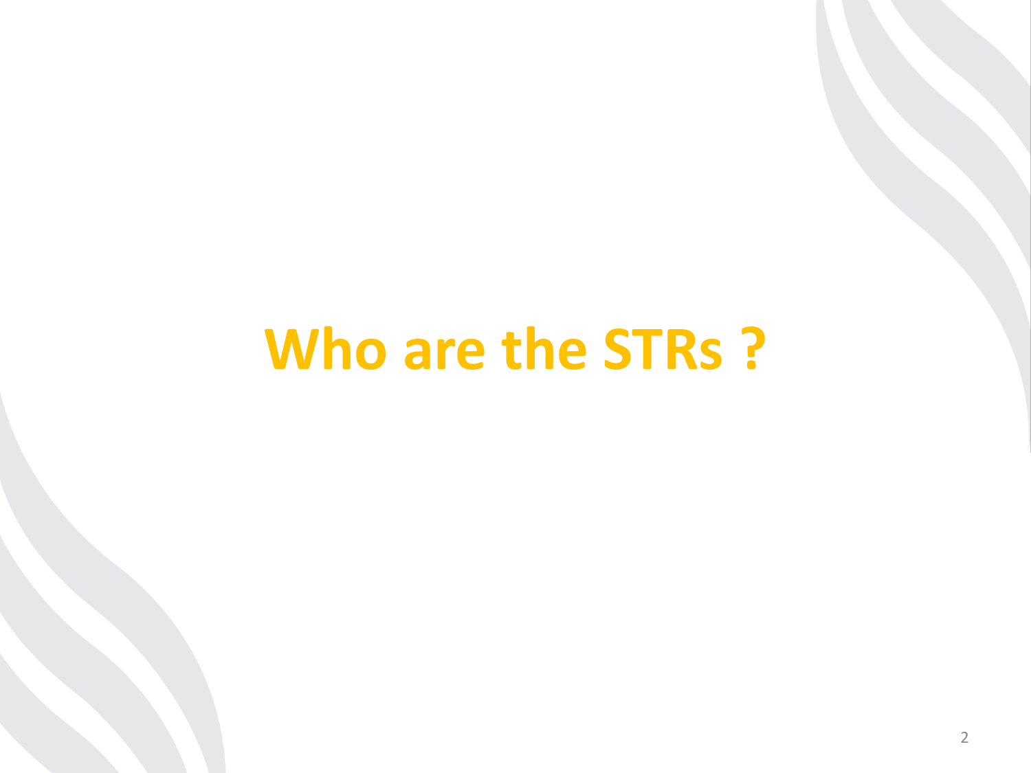# Who are the STRs ?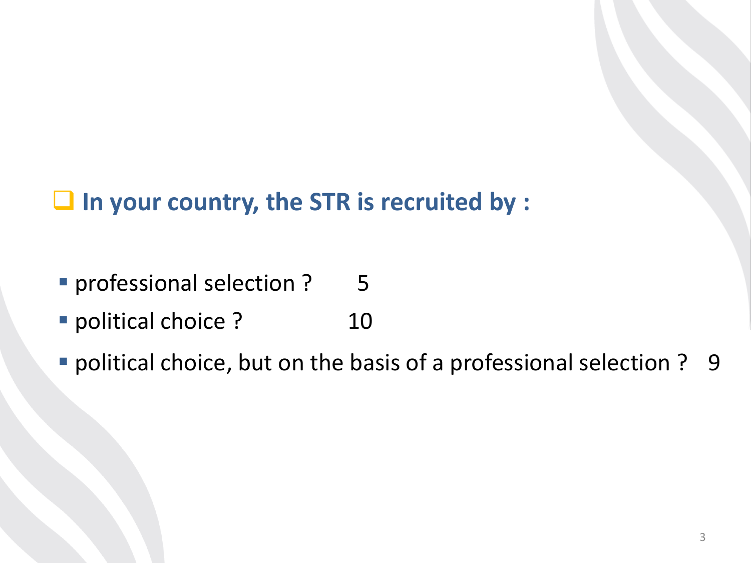## In your country, the STR is recruited by :

- professional selection ? 5
- political choice ? 10
- political choice, but on the basis of a professional selection ? 9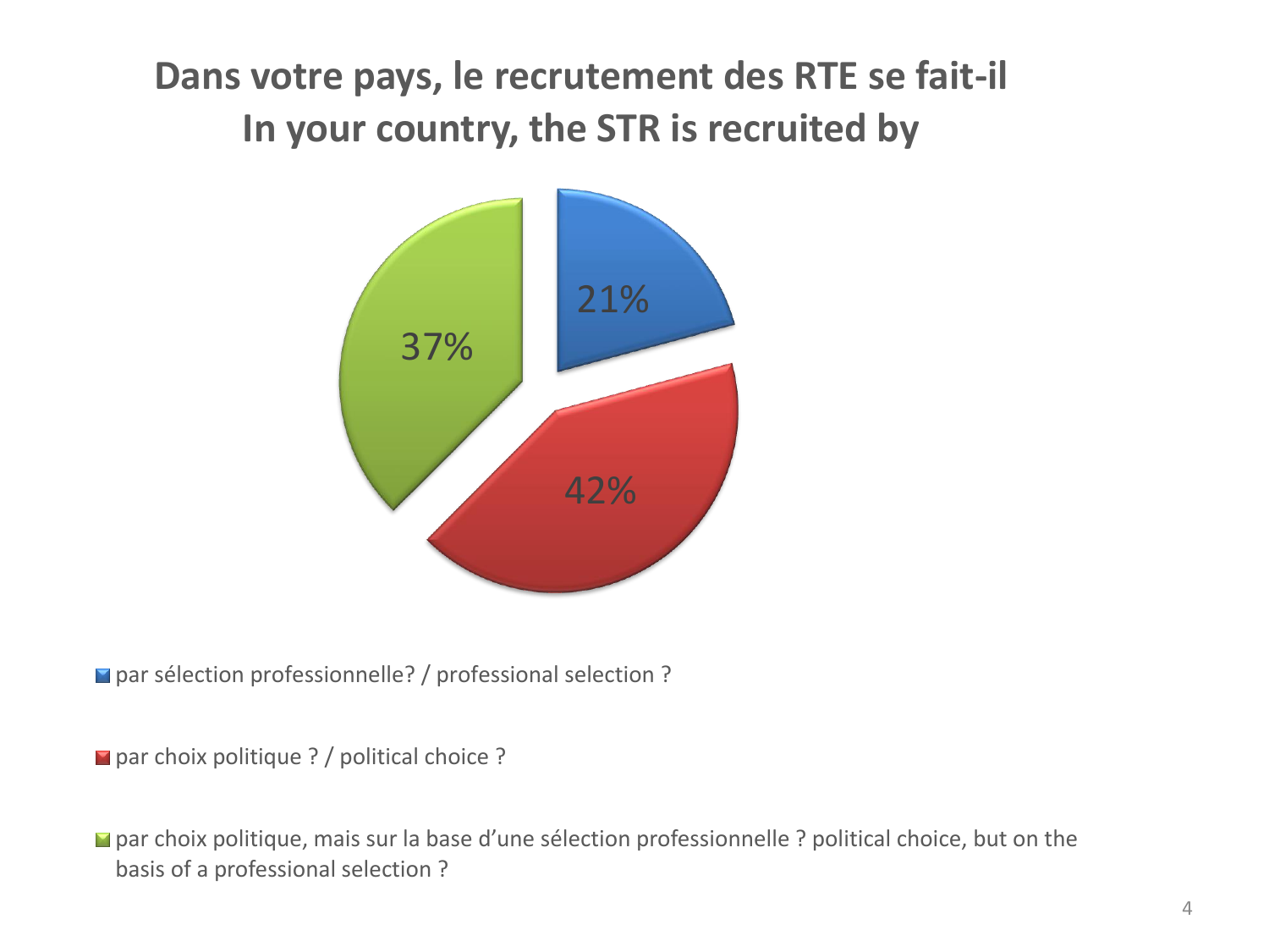# Dans votre pays, le recrutement des RTE se fait-il
# In your country, the STR is recruited by

| Catégorie / Category | % |
| --- | --- |
| par sélection professionnelle? / professional selection ? | 21% |
| par choix politique ? / political choice ? | 42% |
| par choix politique, mais sur la base d'une sélection professionnelle ? political choice, but on the basis of a professional selection ? | 37% |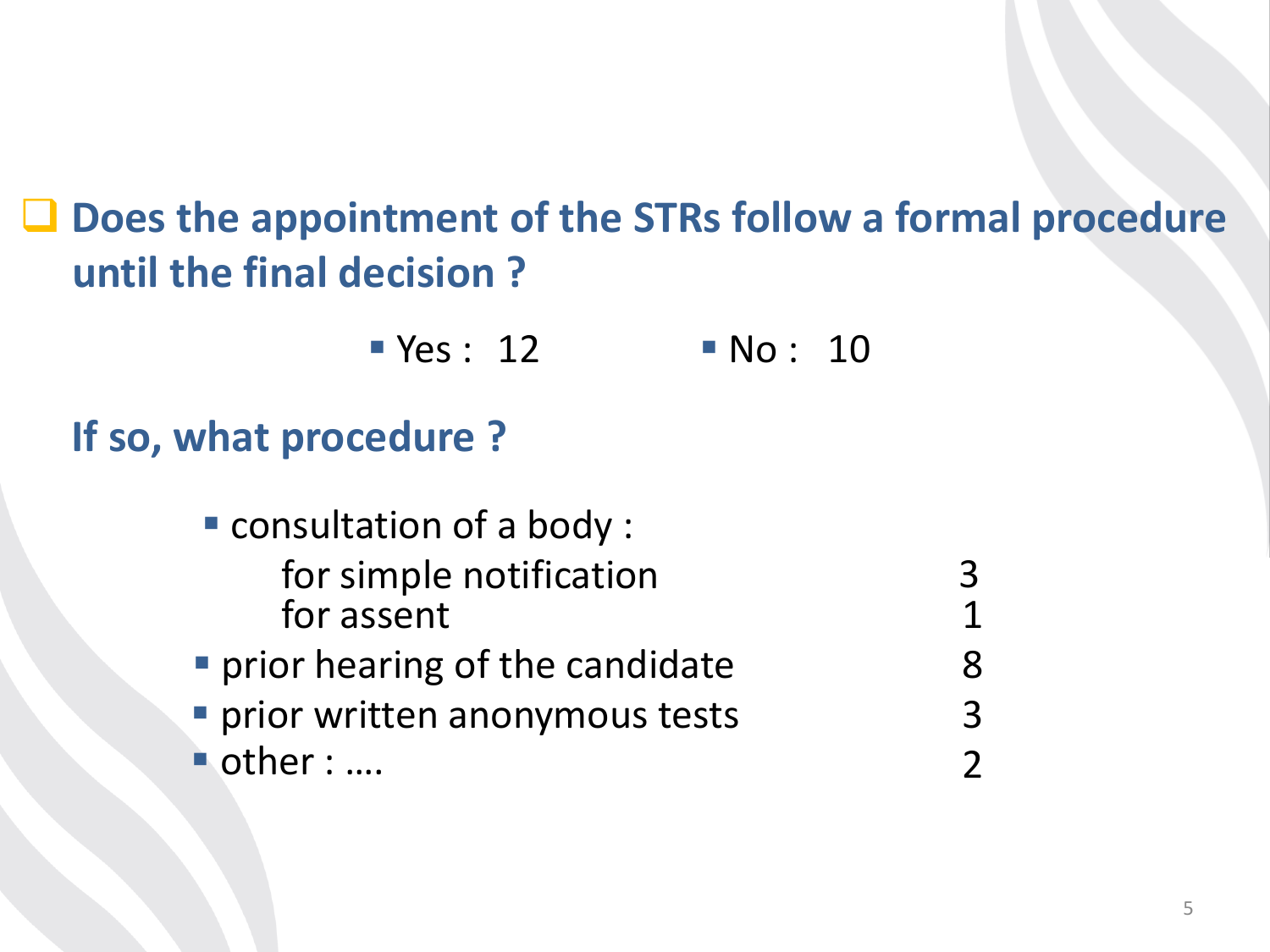## Does the appointment of the STRs follow a formal procedure until the final decision ?

- Yes : 12
- No : 10

### If so, what procedure ?

| Procedure | Count |
|---|---|
| consultation of a body : | |
| for simple notification | 3 |
| for assent | 1 |
| prior hearing of the candidate | 8 |
| prior written anonymous tests | 3 |
| other : …. | 2 |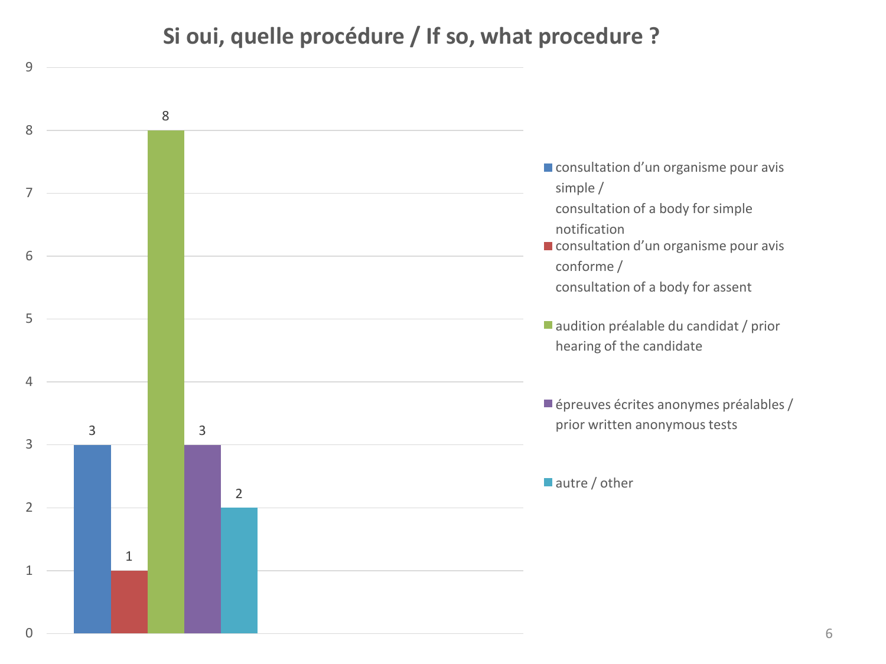## Si oui, quelle procédure / If so, what procedure ?

| Procédure / Procedure | Nombre / Count |
| --- | --- |
| consultation d'un organisme pour avis simple / consultation of a body for simple notification | 3 |
| consultation d'un organisme pour avis conforme / consultation of a body for assent | 1 |
| audition préalable du candidat / prior hearing of the candidate | 8 |
| épreuves écrites anonymes préalables / prior written anonymous tests | 3 |
| autre / other | 2 |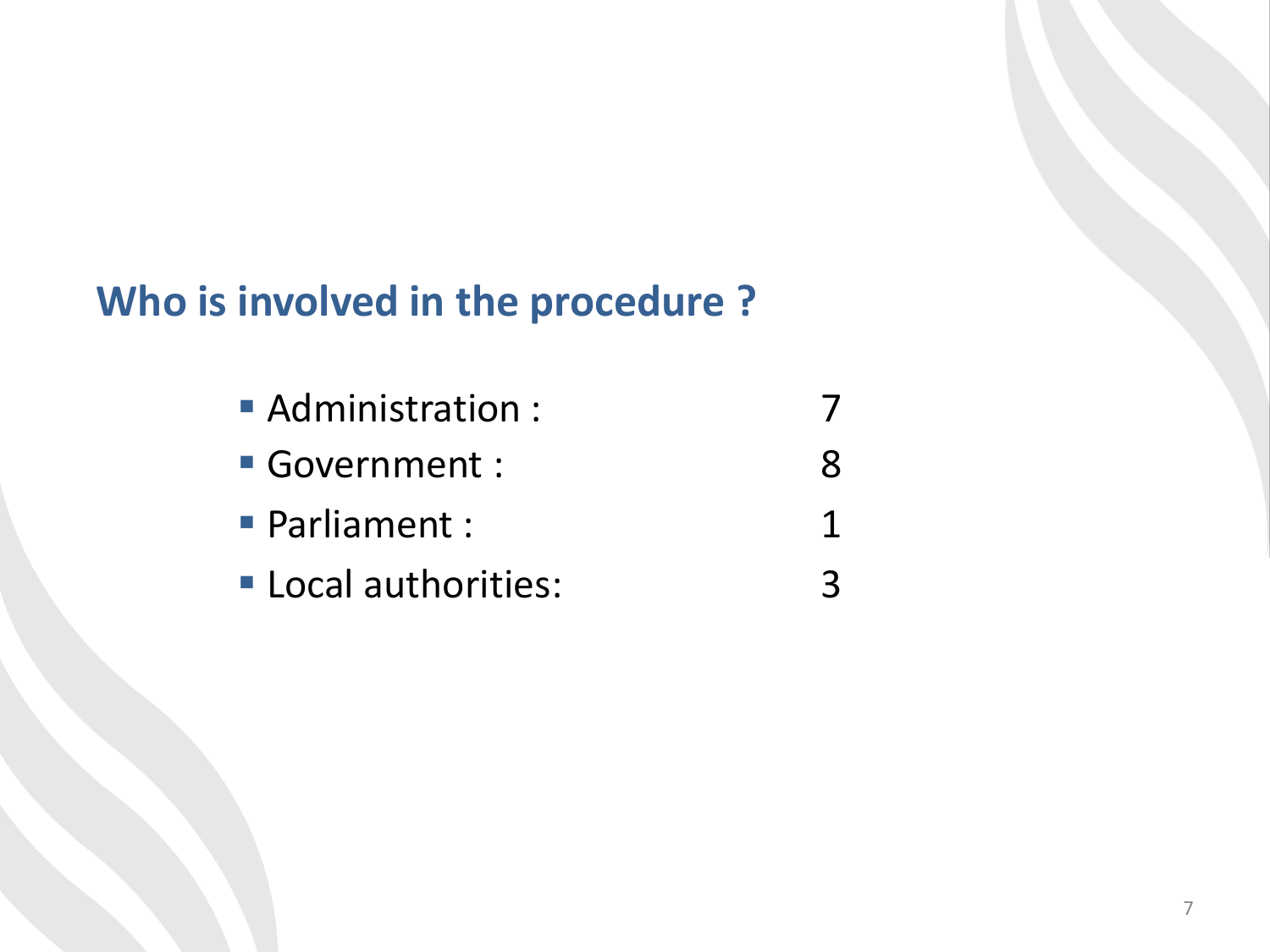## Who is involved in the procedure ?

- Administration : 7
- Government : 8
- Parliament : 1
- Local authorities: 3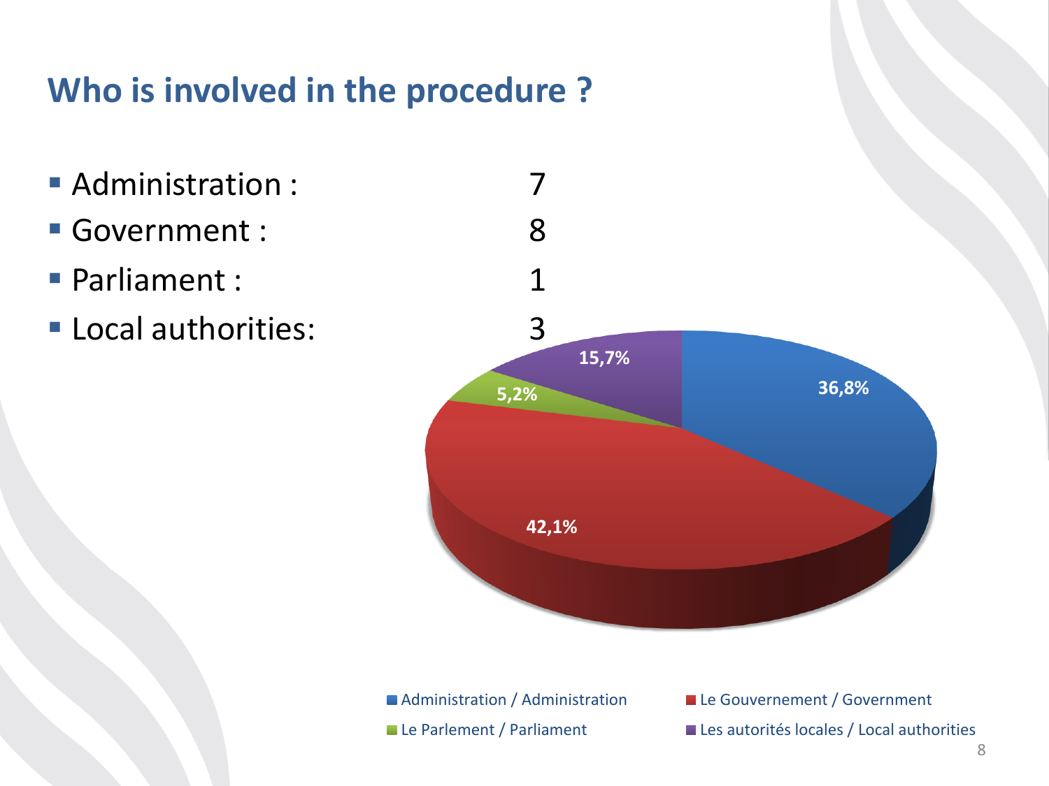## Who is involved in the procedure ?

- Administration : 7
- Government : 8
- Parliament : 1
- Local authorities: 3

36,8%

42,1%

5,2%

15,7%

Administration / Administration

Le Gouvernement / Government

Le Parlement / Parliament

Les autorités locales / Local authorities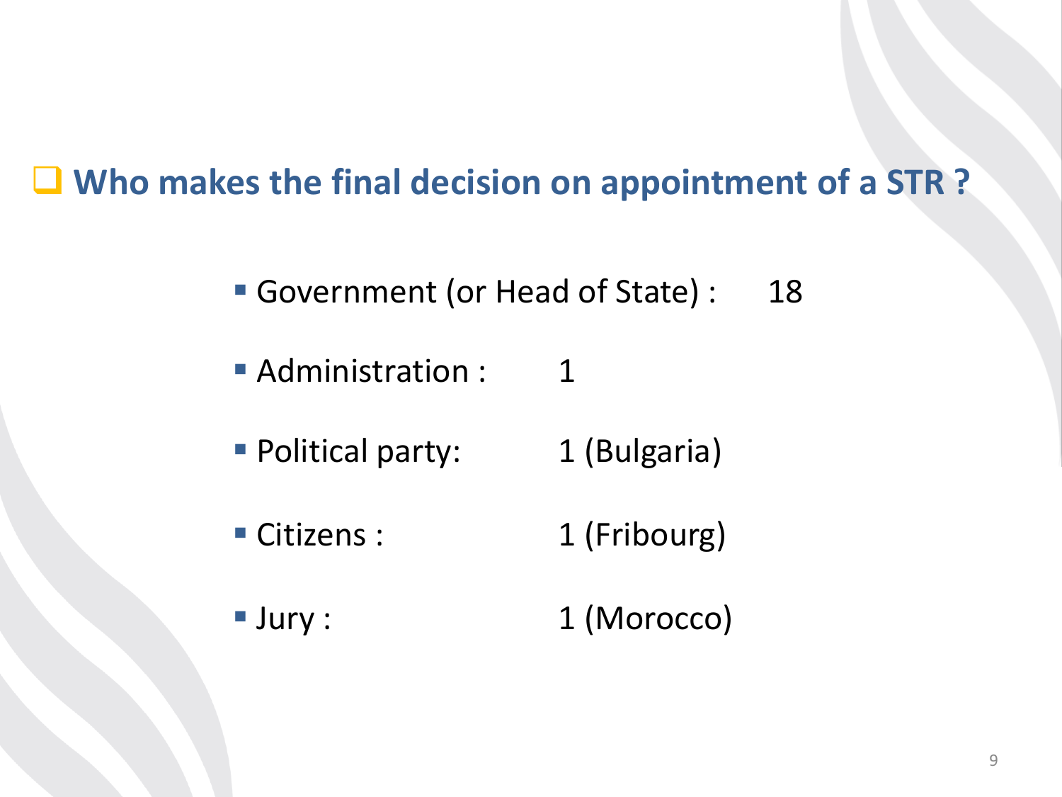## Who makes the final decision on appointment of a STR ?

- Government (or Head of State) : 18
- Administration : 1
- Political party: 1 (Bulgaria)
- Citizens : 1 (Fribourg)
- Jury : 1 (Morocco)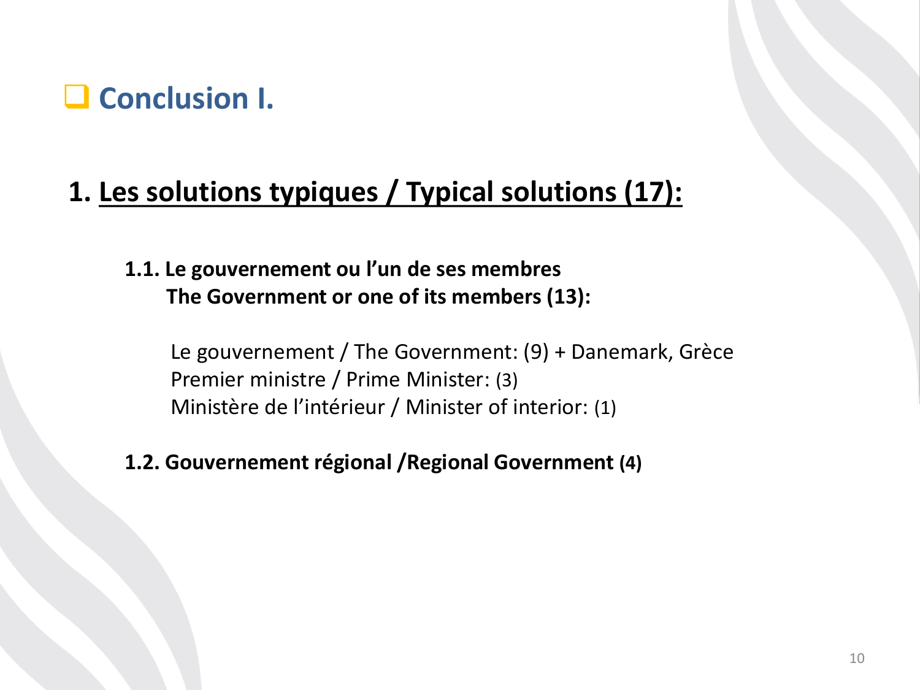## Conclusion I.

### 1. Les solutions typiques / Typical solutions (17):

**1.1. Le gouvernement ou l'un de ses membres**
**The Government or one of its members (13):**

Le gouvernement / The Government: (9) + Danemark, Grèce
Premier ministre / Prime Minister: (3)
Ministère de l'intérieur / Minister of interior: (1)

**1.2. Gouvernement régional /Regional Government (4)**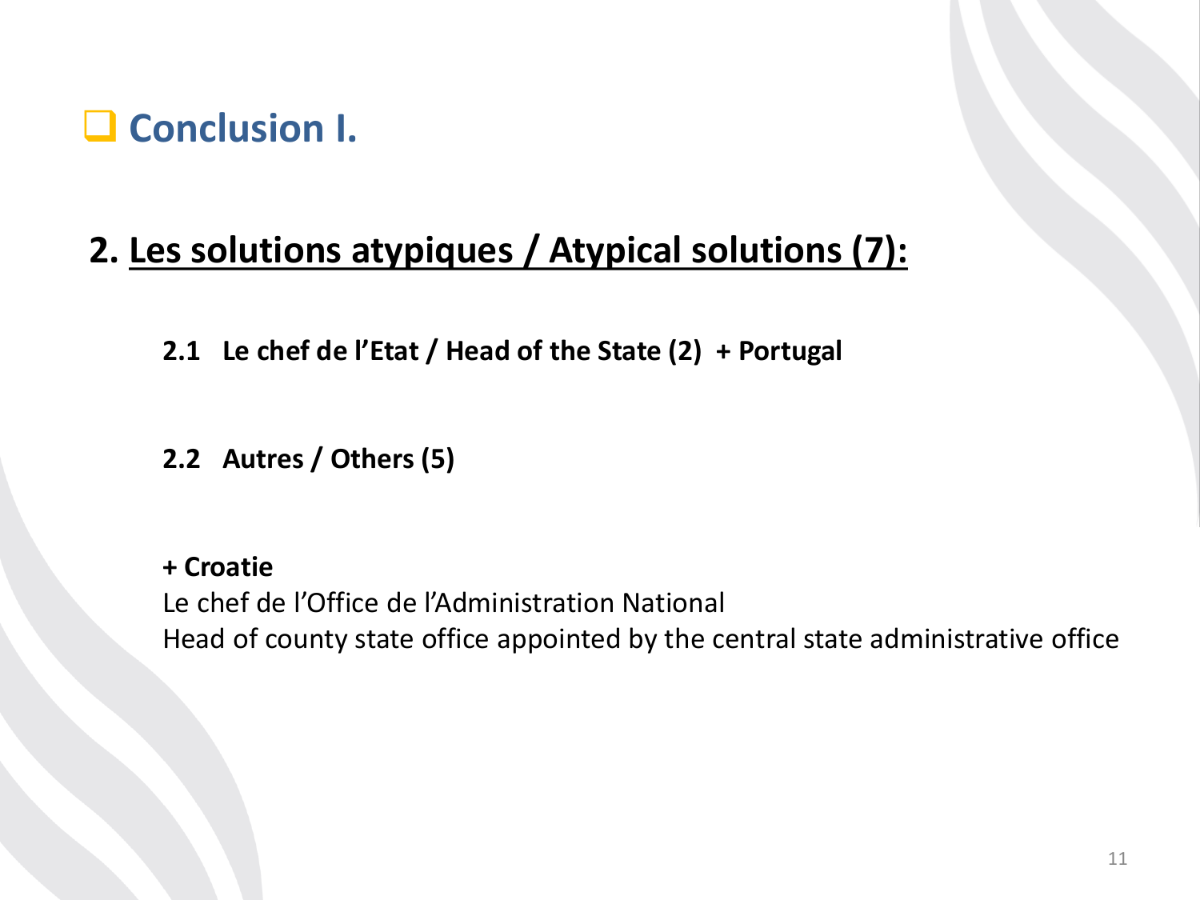## Conclusion I.

### 2. <u>Les solutions atypiques / Atypical solutions (7):</u>

**2.1 Le chef de l'Etat / Head of the State (2) + Portugal**

**2.2 Autres / Others (5)**

**+ Croatie**
Le chef de l'Office de l'Administration National
Head of county state office appointed by the central state administrative office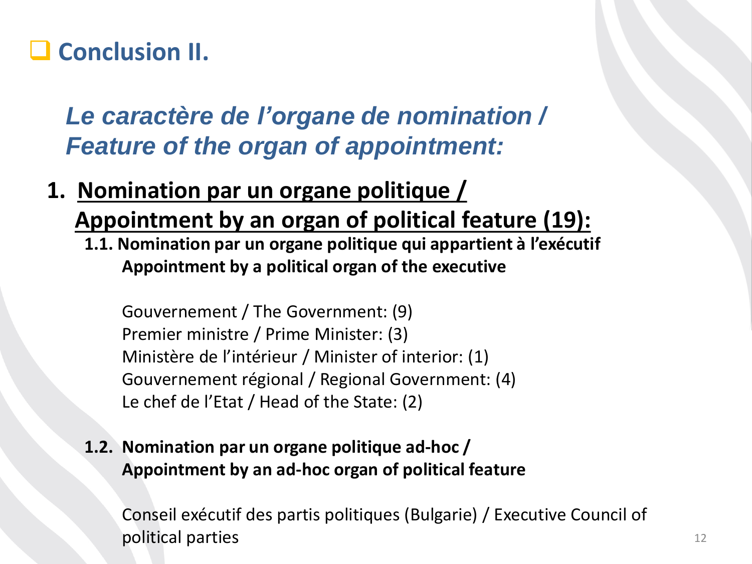## Conclusion II.

### *Le caractère de l'organe de nomination / Feature of the organ of appointment:*

1. **Nomination par un organe politique / Appointment by an organ of political feature (19):**

   **1.1. Nomination par un organe politique qui appartient à l'exécutif Appointment by a political organ of the executive**

   Gouvernement / The Government: (9)
   Premier ministre / Prime Minister: (3)
   Ministère de l'intérieur / Minister of interior: (1)
   Gouvernement régional / Regional Government: (4)
   Le chef de l'Etat / Head of the State: (2)

   **1.2. Nomination par un organe politique ad-hoc / Appointment by an ad-hoc organ of political feature**

   Conseil exécutif des partis politiques (Bulgarie) / Executive Council of political parties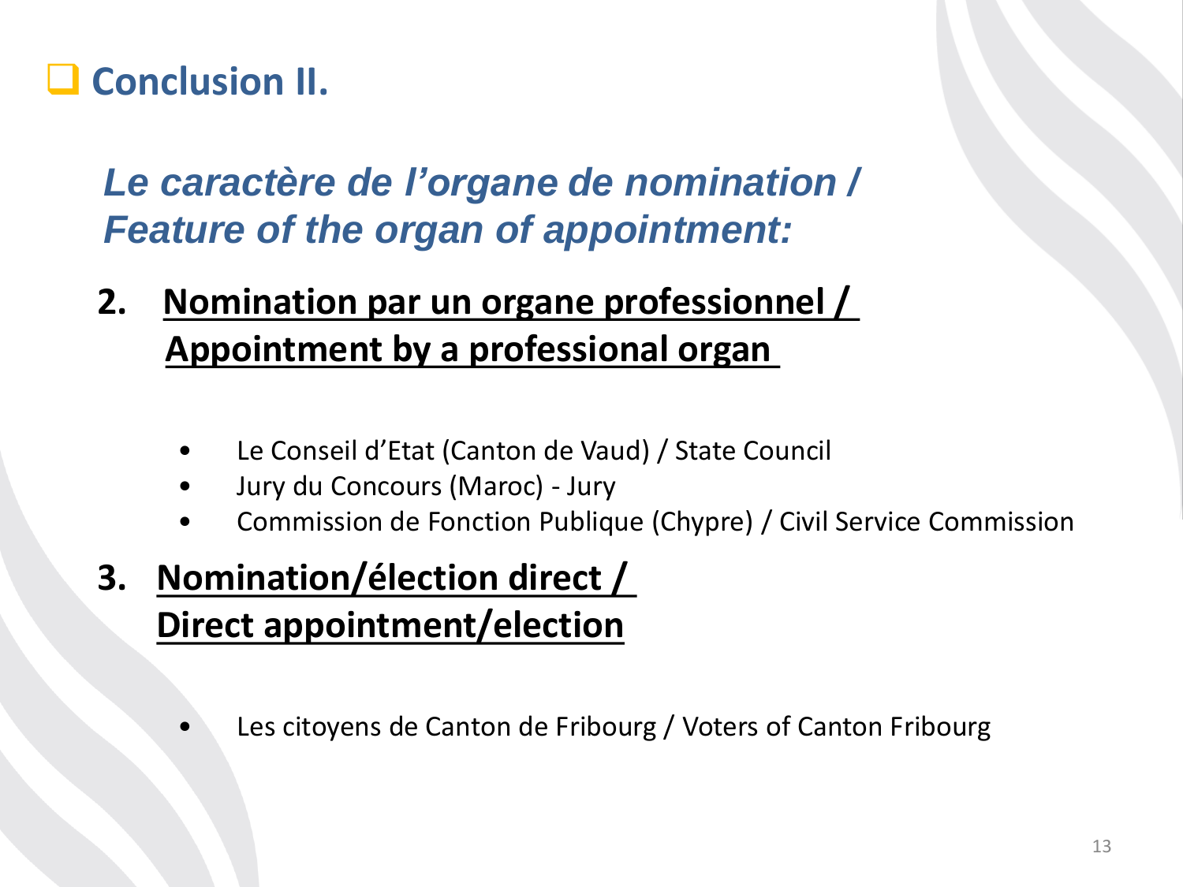## ❑ Conclusion II.

### *Le caractère de l'organe de nomination / Feature of the organ of appointment:*

2. **Nomination par un organe professionnel / Appointment by a professional organ**

    - Le Conseil d'Etat (Canton de Vaud) / State Council
    - Jury du Concours (Maroc) - Jury
    - Commission de Fonction Publique (Chypre) / Civil Service Commission

3. **Nomination/élection direct / Direct appointment/election**

    - Les citoyens de Canton de Fribourg / Voters of Canton Fribourg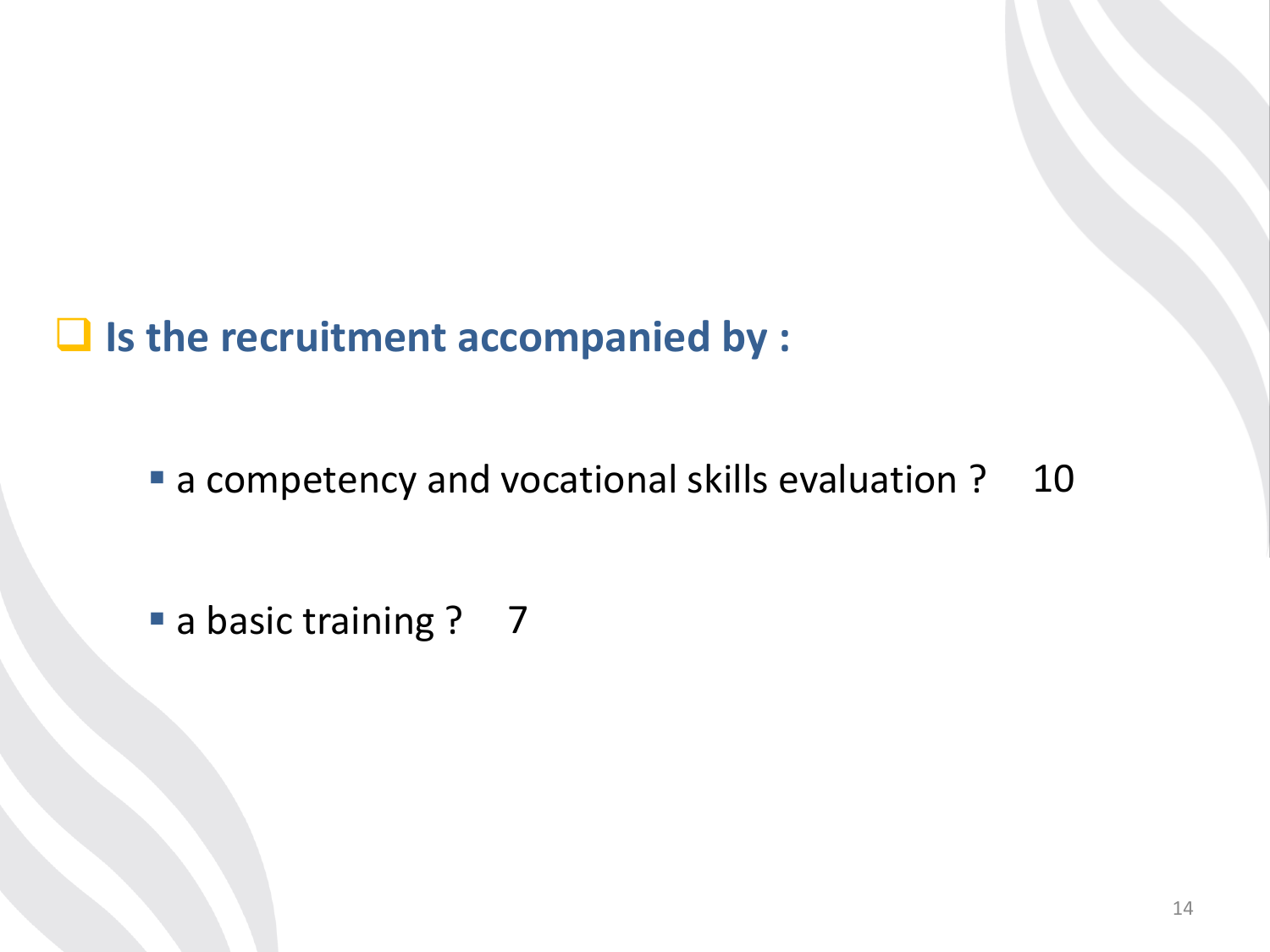- **Is the recruitment accompanied by :**

  - a competency and vocational skills evaluation ?  10

  - a basic training ?  7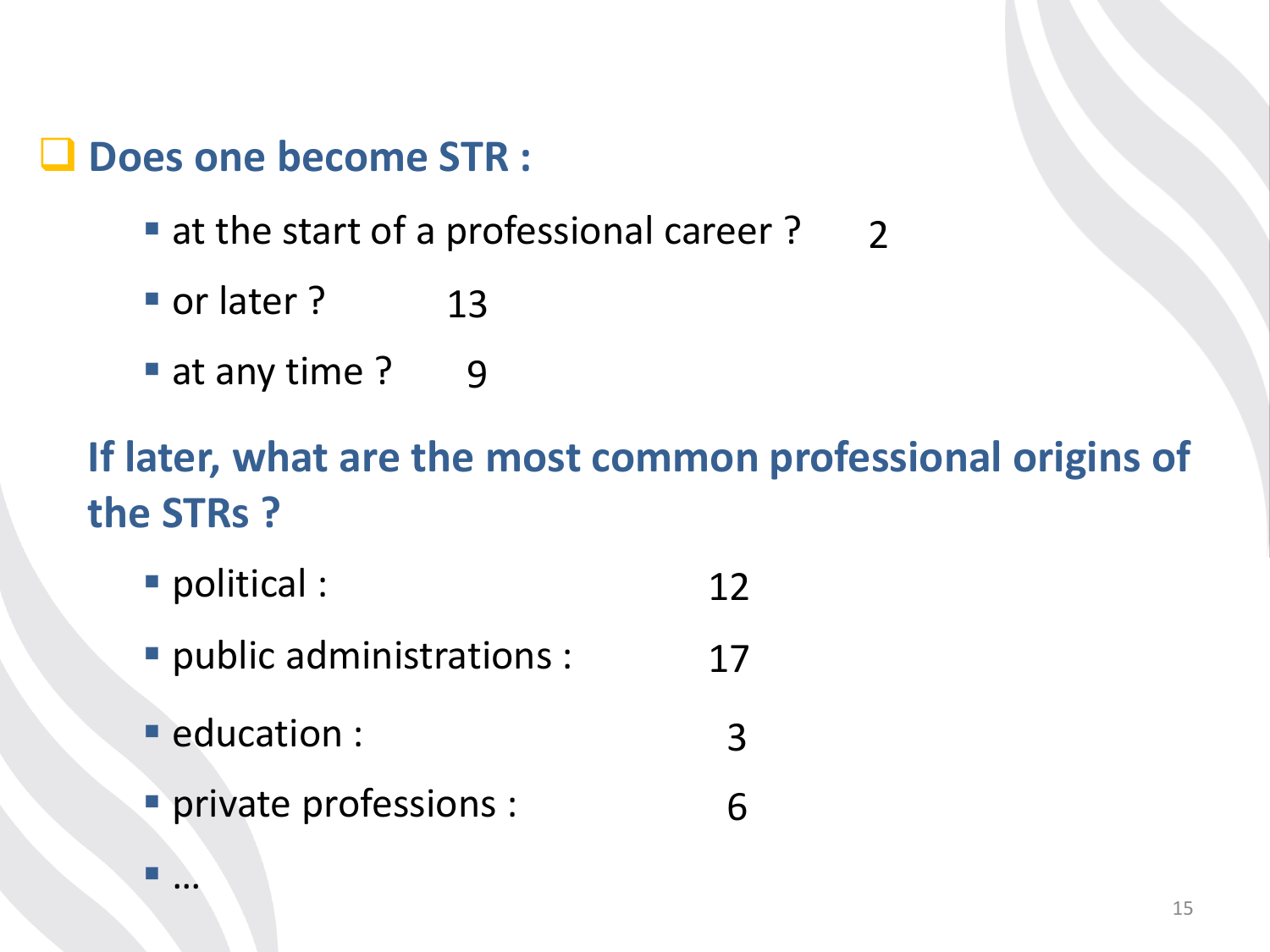## Does one become STR :

- at the start of a professional career ? 2
- or later ? 13
- at any time ? 9

**If later, what are the most common professional origins of the STRs ?**

- political : 12
- public administrations : 17
- education : 3
- private professions : 6
- …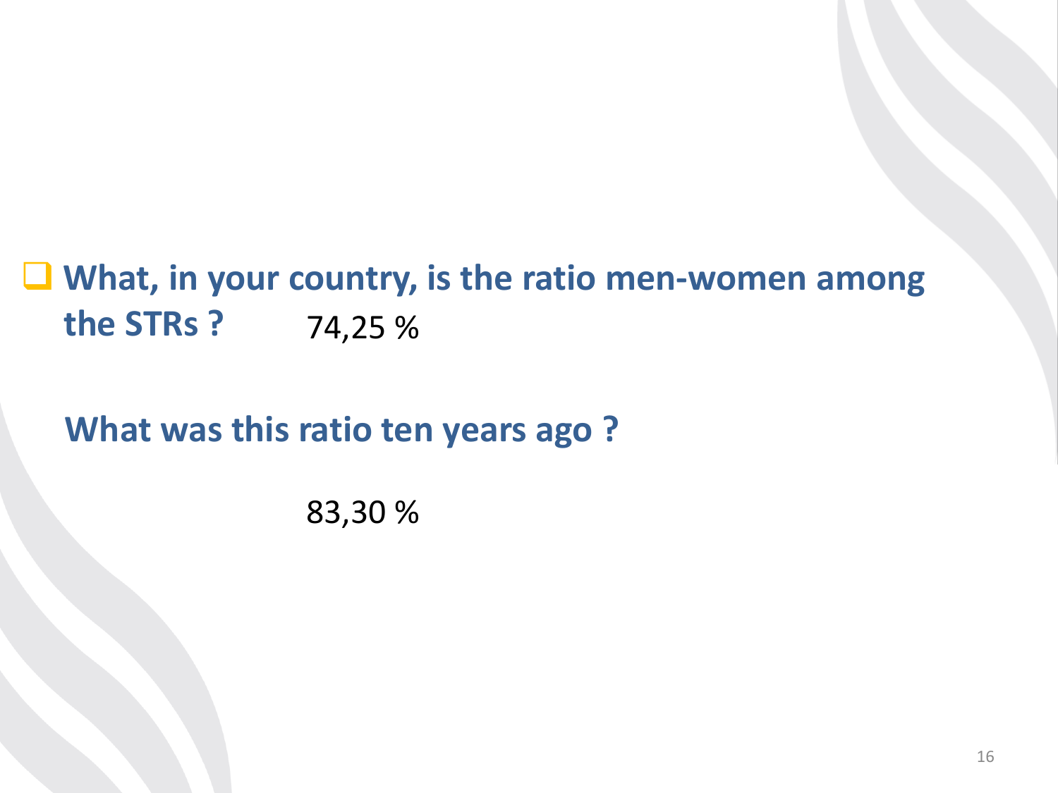- **What, in your country, is the ratio men-women among the STRs ?** 74,25 %

  **What was this ratio ten years ago ?**

  83,30 %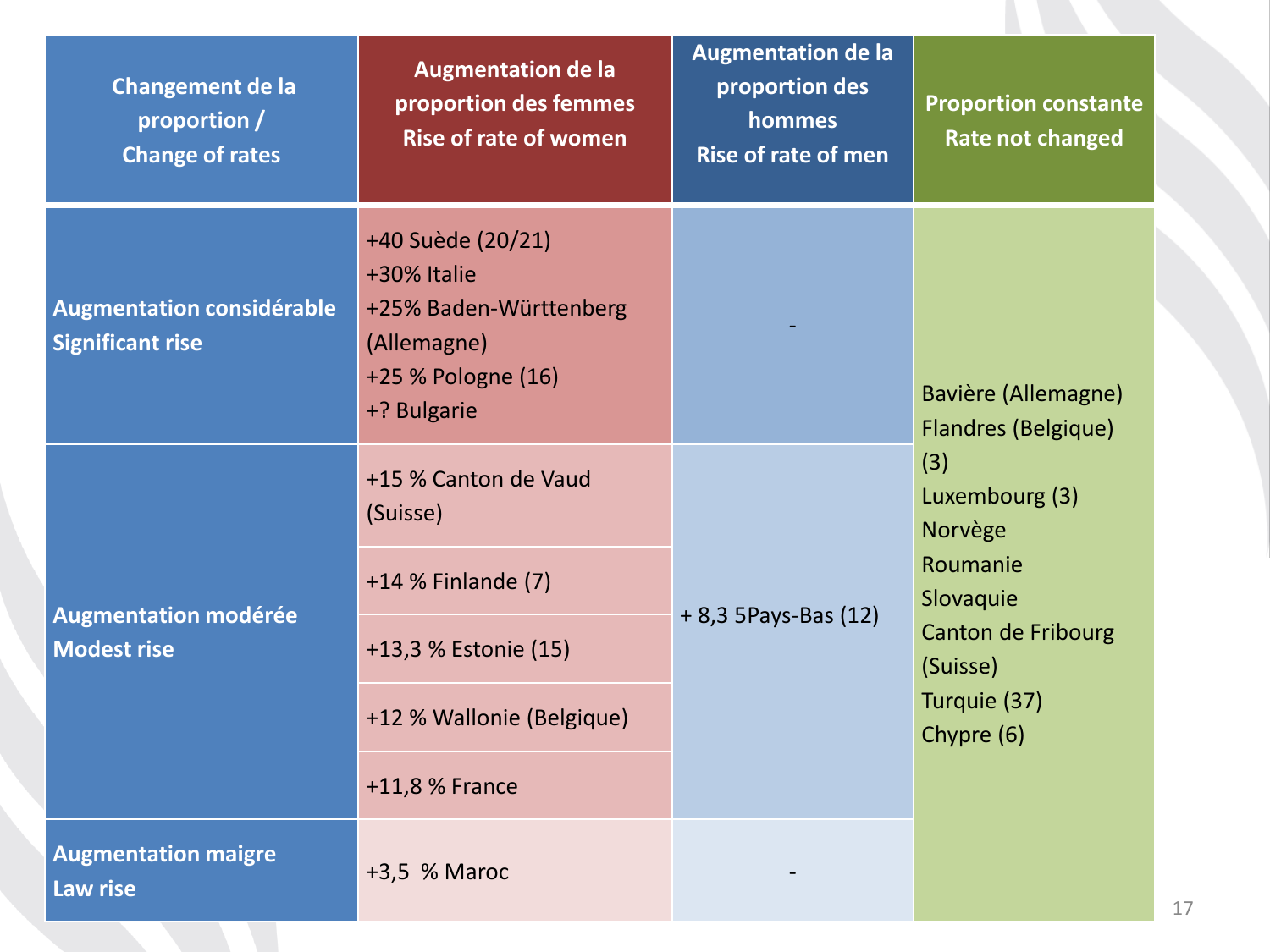| Changement de la proportion / Change of rates | Augmentation de la proportion des femmes Rise of rate of women | Augmentation de la proportion des hommes Rise of rate of men | Proportion constante Rate not changed |
|---|---|---|---|
| **Augmentation considérable Significant rise** | +40 Suède (20/21)<br>+30% Italie<br>+25% Baden-Württenberg (Allemagne)<br>+25 % Pologne (16)<br>+? Bulgarie | - | Bavière (Allemagne)<br>Flandres (Belgique) (3)<br>Luxembourg (3)<br>Norvège<br>Roumanie<br>Slovaquie<br>Canton de Fribourg (Suisse)<br>Turquie (37)<br>Chypre (6) |
| **Augmentation modérée Modest rise** | +15 % Canton de Vaud (Suisse) | + 8,3 5Pays-Bas (12) | |
| | +14 % Finlande (7) | | |
| | +13,3 % Estonie (15) | | |
| | +12 % Wallonie (Belgique) | | |
| | +11,8 % France | | |
| **Augmentation maigre Law rise** | +3,5 % Maroc | - | |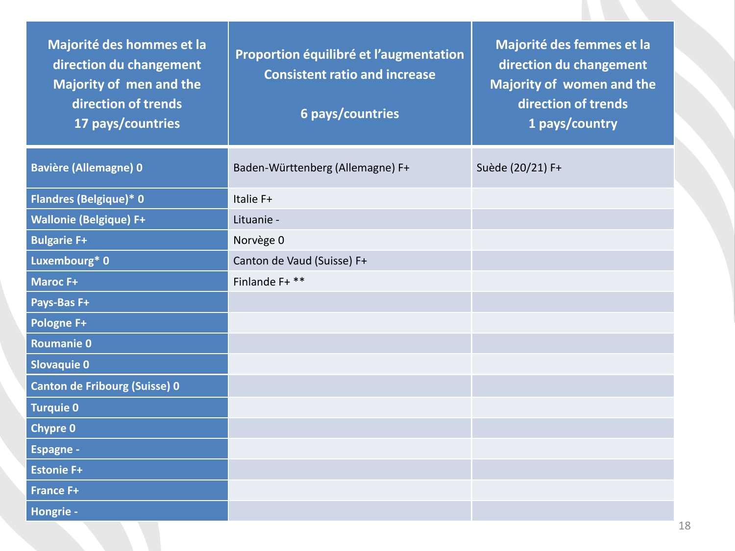| Majorité des hommes et la direction du changement<br>Majority of men and the direction of trends<br>17 pays/countries | Proportion équilibré et l'augmentation<br>Consistent ratio and increase<br><br>6 pays/countries | Majorité des femmes et la direction du changement<br>Majority of women and the direction of trends<br>1 pays/country |
|---|---|---|
| **Bavière (Allemagne) 0** | Baden-Württenberg (Allemagne) F+ | Suède (20/21) F+ |
| **Flandres (Belgique)* 0** | Italie F+ | |
| **Wallonie (Belgique) F+** | Lituanie - | |
| **Bulgarie F+** | Norvège 0 | |
| **Luxembourg* 0** | Canton de Vaud (Suisse) F+ | |
| **Maroc F+** | Finlande F+ ** | |
| **Pays-Bas F+** | | |
| **Pologne F+** | | |
| **Roumanie 0** | | |
| **Slovaquie 0** | | |
| **Canton de Fribourg (Suisse) 0** | | |
| **Turquie 0** | | |
| **Chypre 0** | | |
| **Espagne -** | | |
| **Estonie F+** | | |
| **France F+** | | |
| **Hongrie -** | | |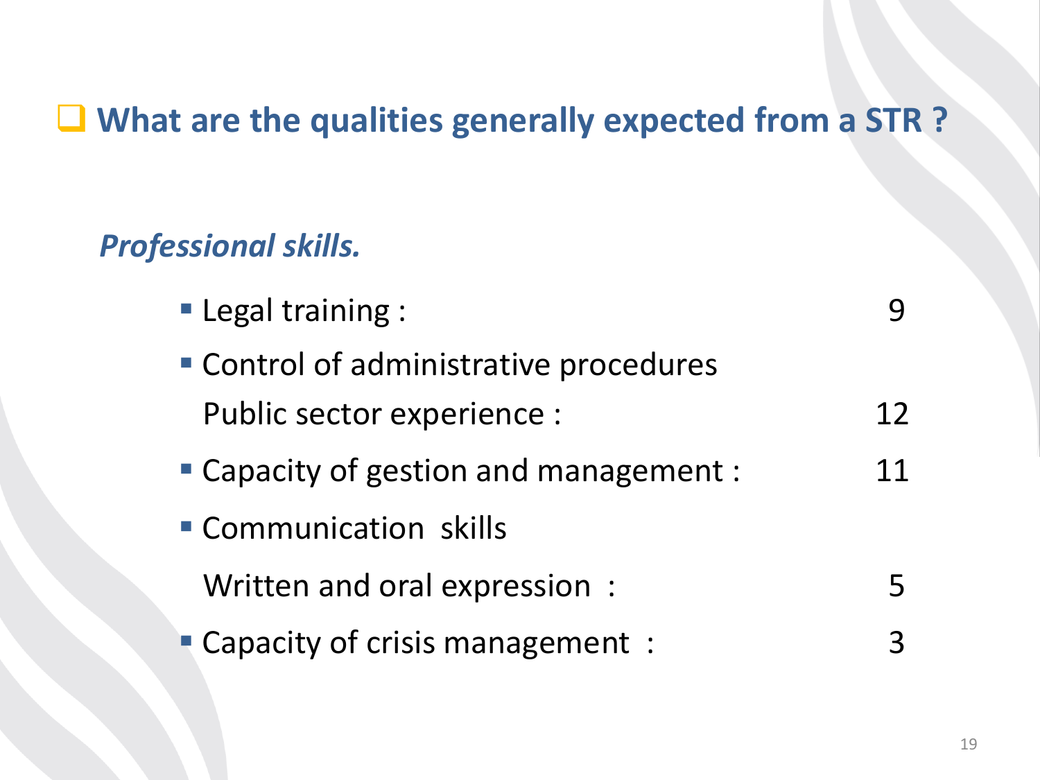## What are the qualities generally expected from a STR ?

*Professional skills.*

- Legal training : 9
- Control of administrative procedures
  Public sector experience : 12
- Capacity of gestion and management : 11
- Communication skills
  Written and oral expression : 5
- Capacity of crisis management : 3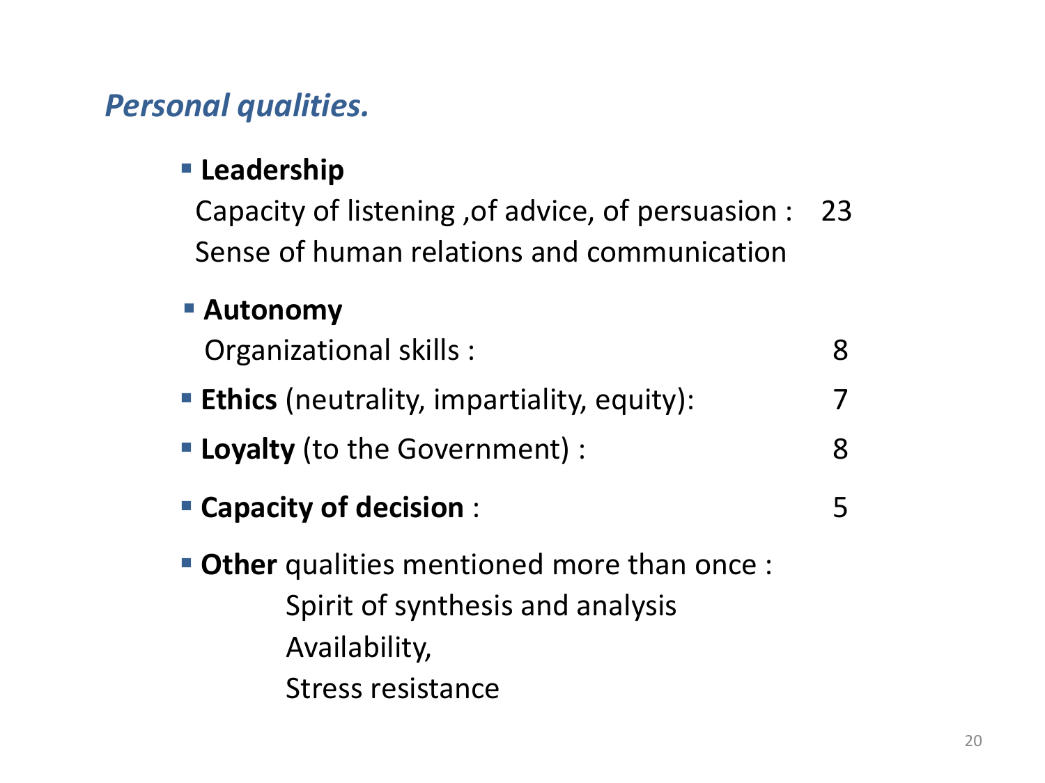## *Personal qualities.*

- **Leadership**

  Capacity of listening ,of advice, of persuasion : 23

  Sense of human relations and communication

- **Autonomy**

  Organizational skills : 8

- **Ethics** (neutrality, impartiality, equity): 7
- **Loyalty** (to the Government) : 8
- **Capacity of decision** : 5
- **Other** qualities mentioned more than once :

  Spirit of synthesis and analysis

  Availability,

  Stress resistance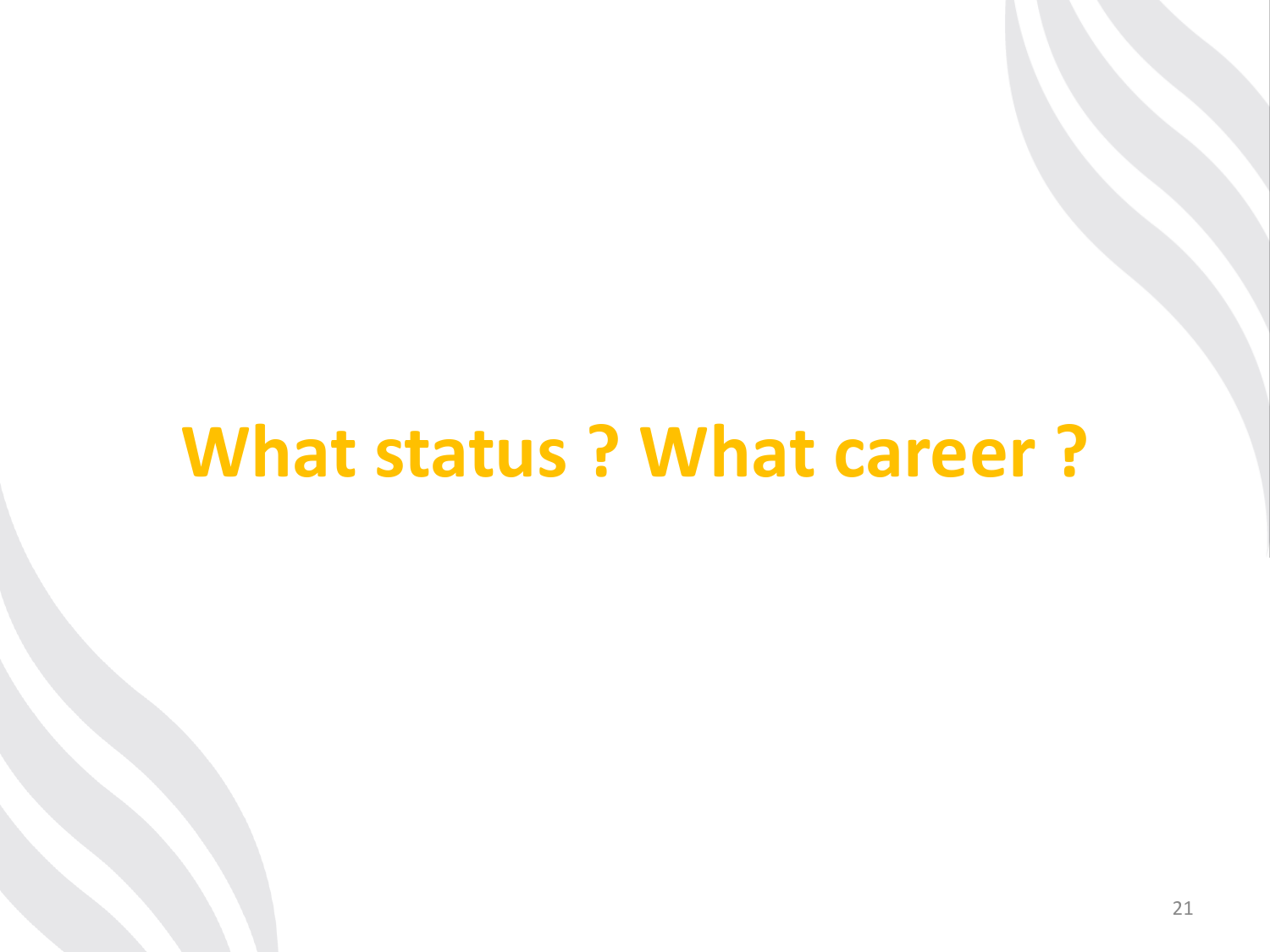# What status ? What career ?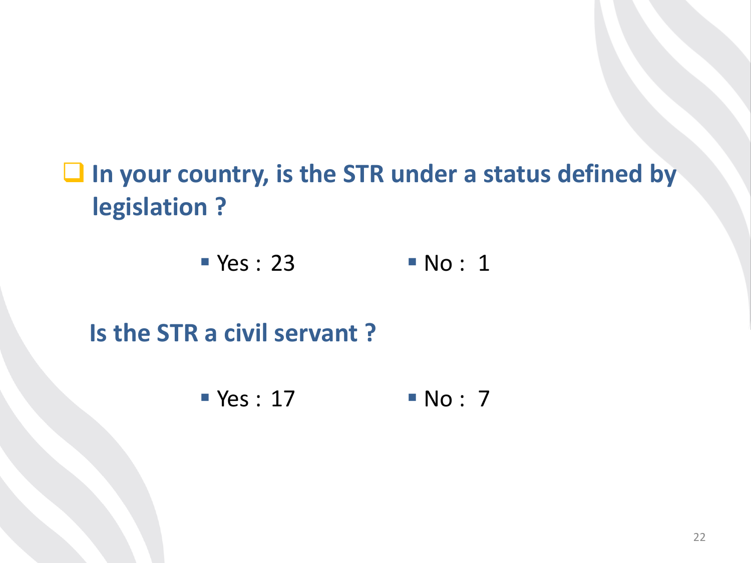- **In your country, is the STR under a status defined by legislation ?**

  - Yes : 23
  - No : 1

**Is the STR a civil servant ?**

- Yes : 17
- No : 7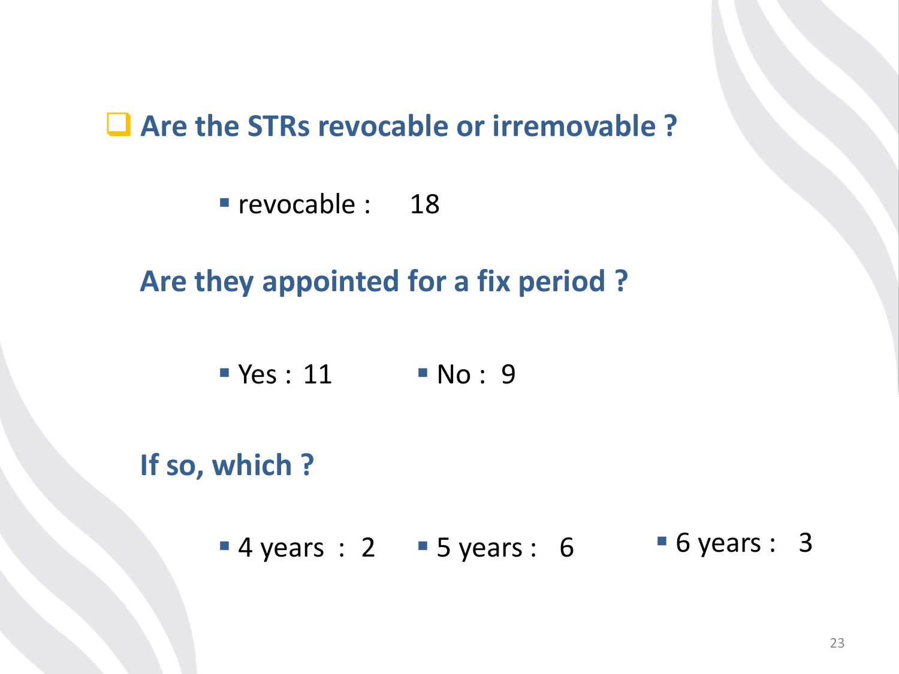- **Are the STRs revocable or irremovable ?**

  - revocable : 18

**Are they appointed for a fix period ?**

- Yes : 11
- No : 9

**If so, which ?**

- 4 years : 2
- 5 years : 6
- 6 years : 3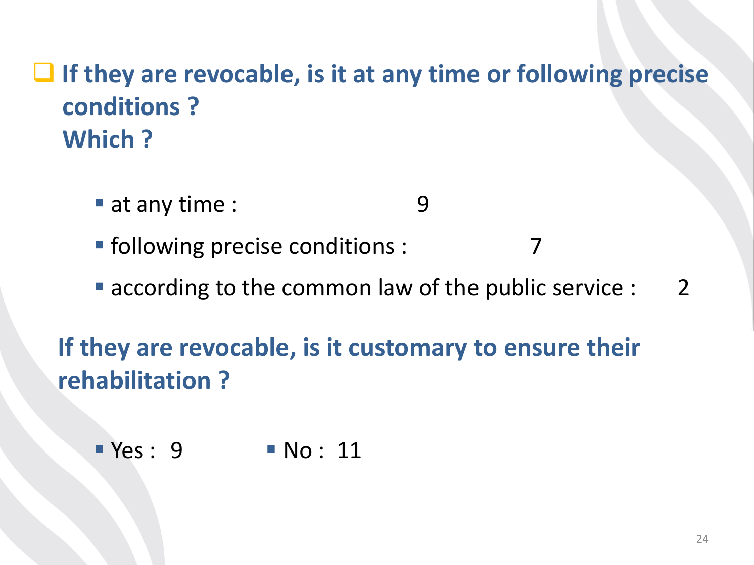## If they are revocable, is it at any time or following precise conditions ? Which ?

- at any time : 9
- following precise conditions : 7
- according to the common law of the public service : 2

## If they are revocable, is it customary to ensure their rehabilitation ?

- Yes : 9
- No : 11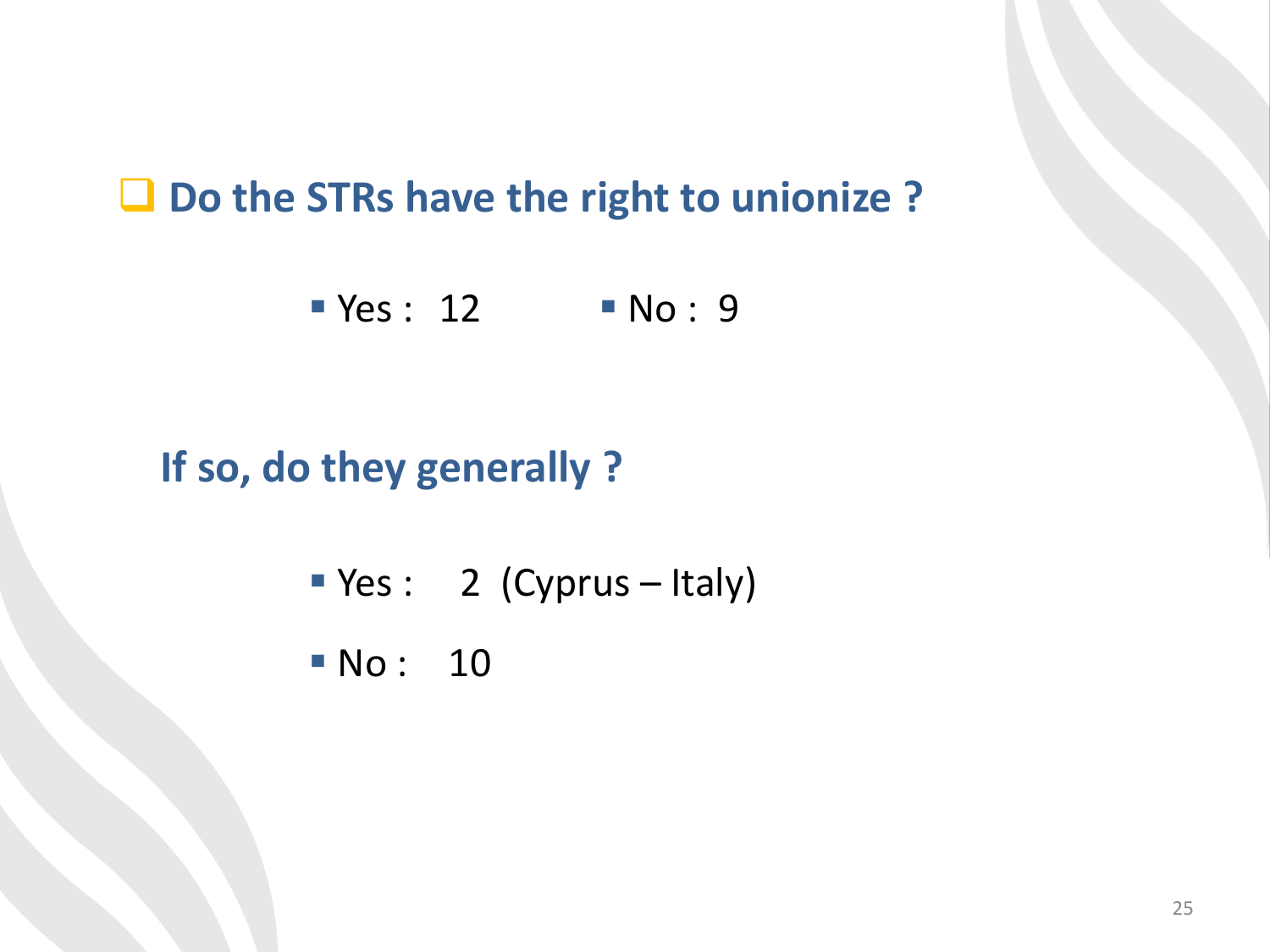- **Do the STRs have the right to unionize ?**

  - Yes : 12
  - No : 9

**If so, do they generally ?**

- Yes : 2 (Cyprus – Italy)
- No : 10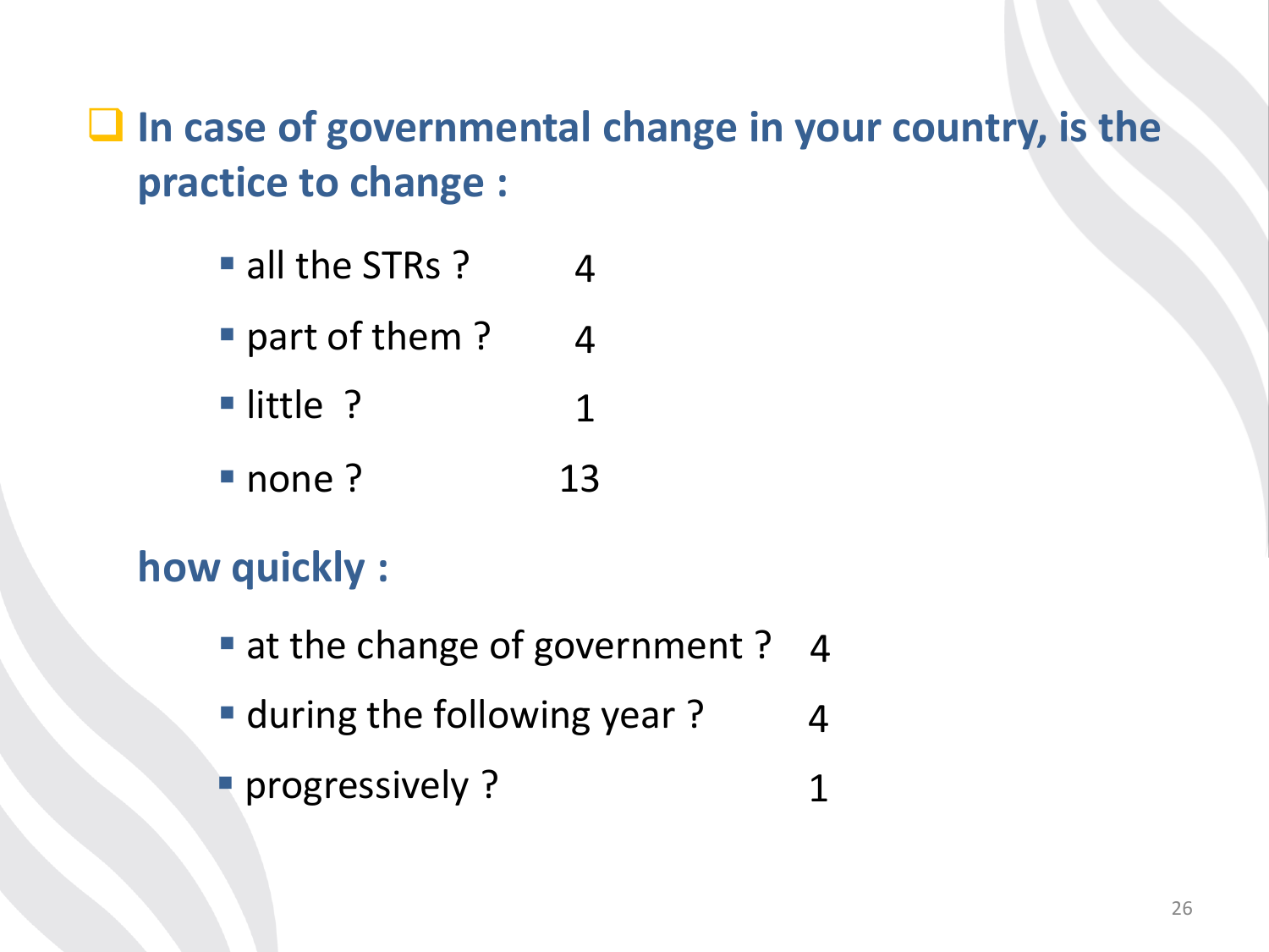- **In case of governmental change in your country, is the practice to change :**
  - all the STRs ? 4
  - part of them ? 4
  - little ? 1
  - none ? 13

**how quickly :**

- at the change of government ? 4
- during the following year ? 4
- progressively ? 1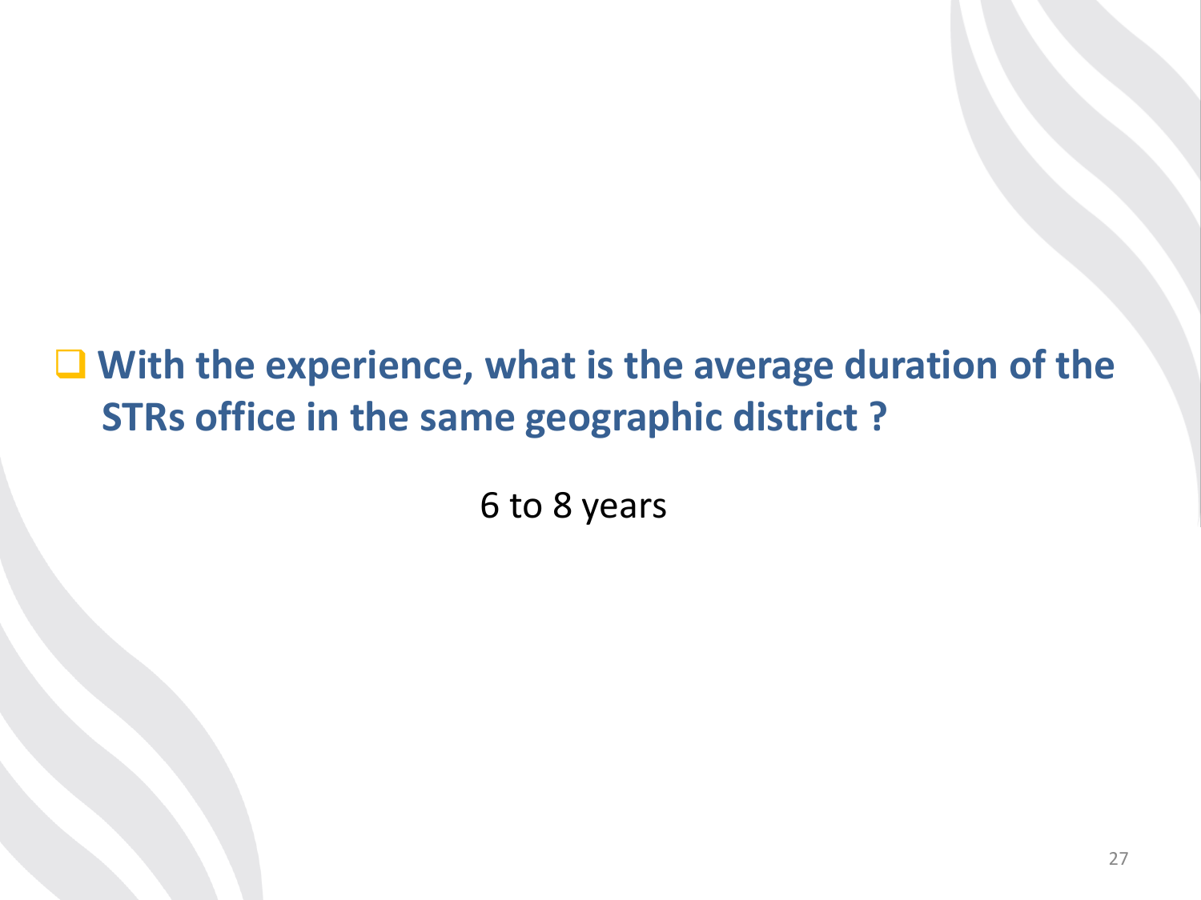- **With the experience, what is the average duration of the STRs office in the same geographic district ?**

6 to 8 years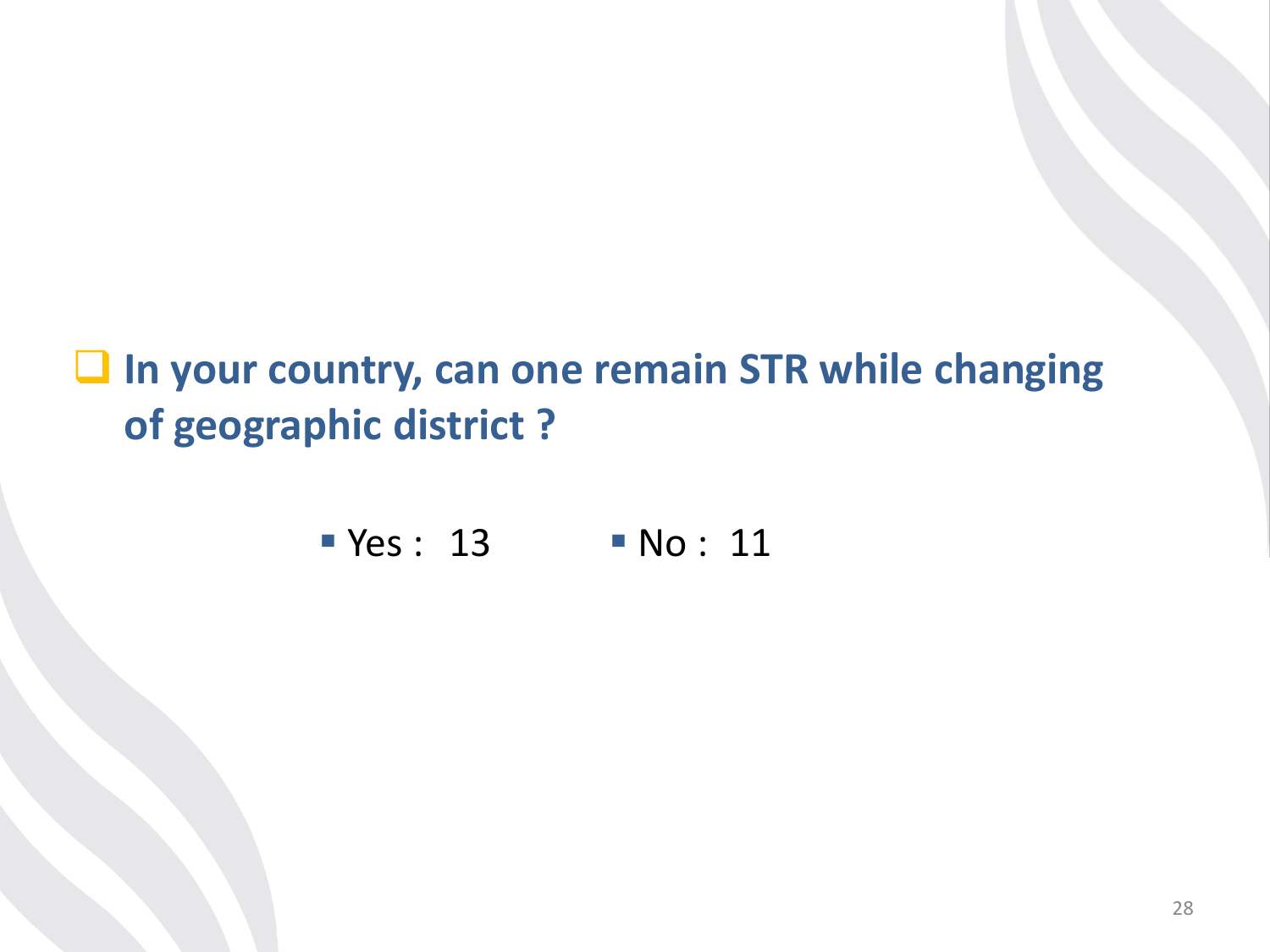- **In your country, can one remain STR while changing of geographic district ?**

  - Yes : 13
  - No : 11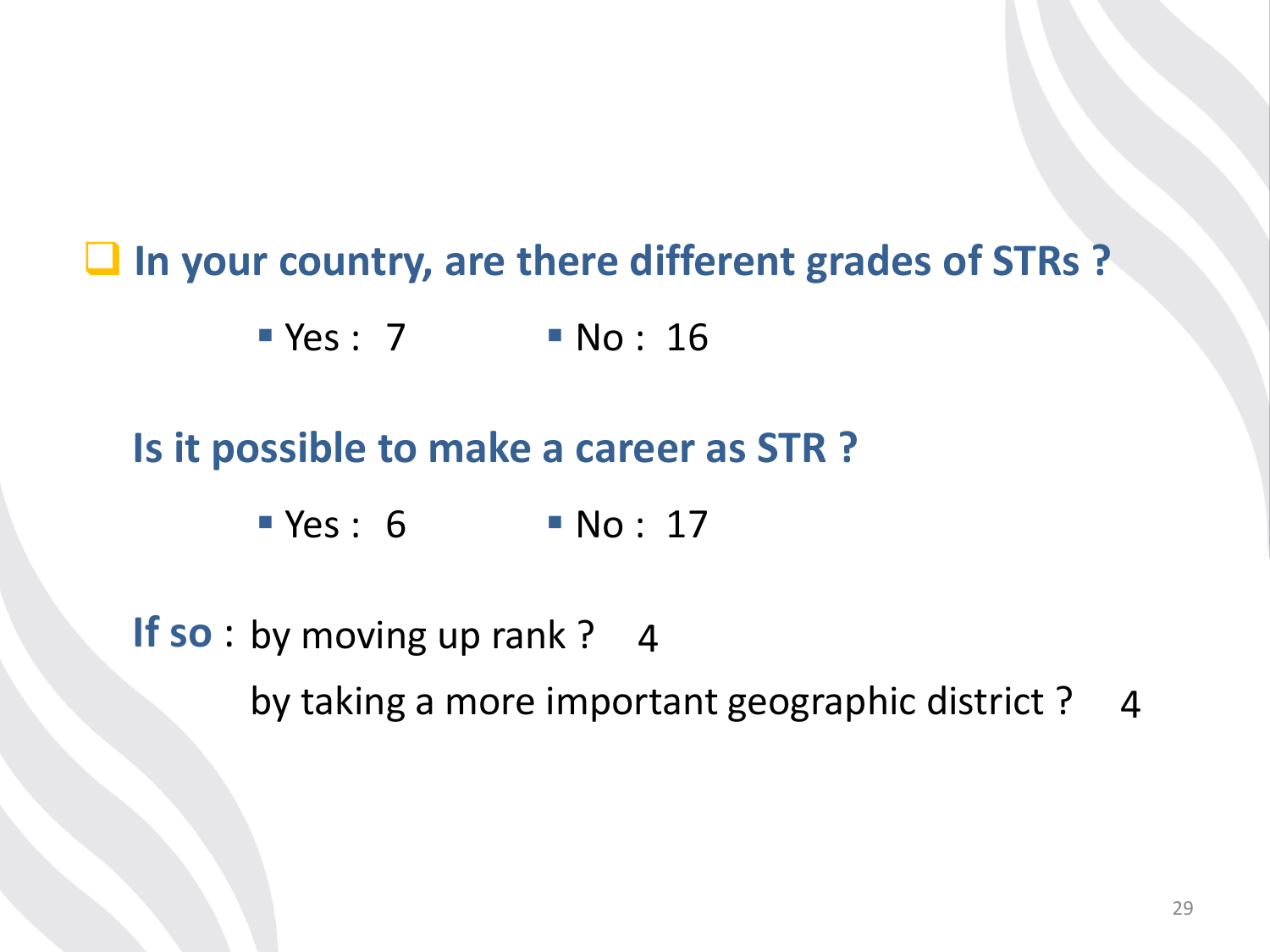- **In your country, are there different grades of STRs ?**
  - Yes : 7
  - No : 16

**Is it possible to make a career as STR ?**

- Yes : 6
- No : 17

**If so** : by moving up rank ? 4

by taking a more important geographic district ? 4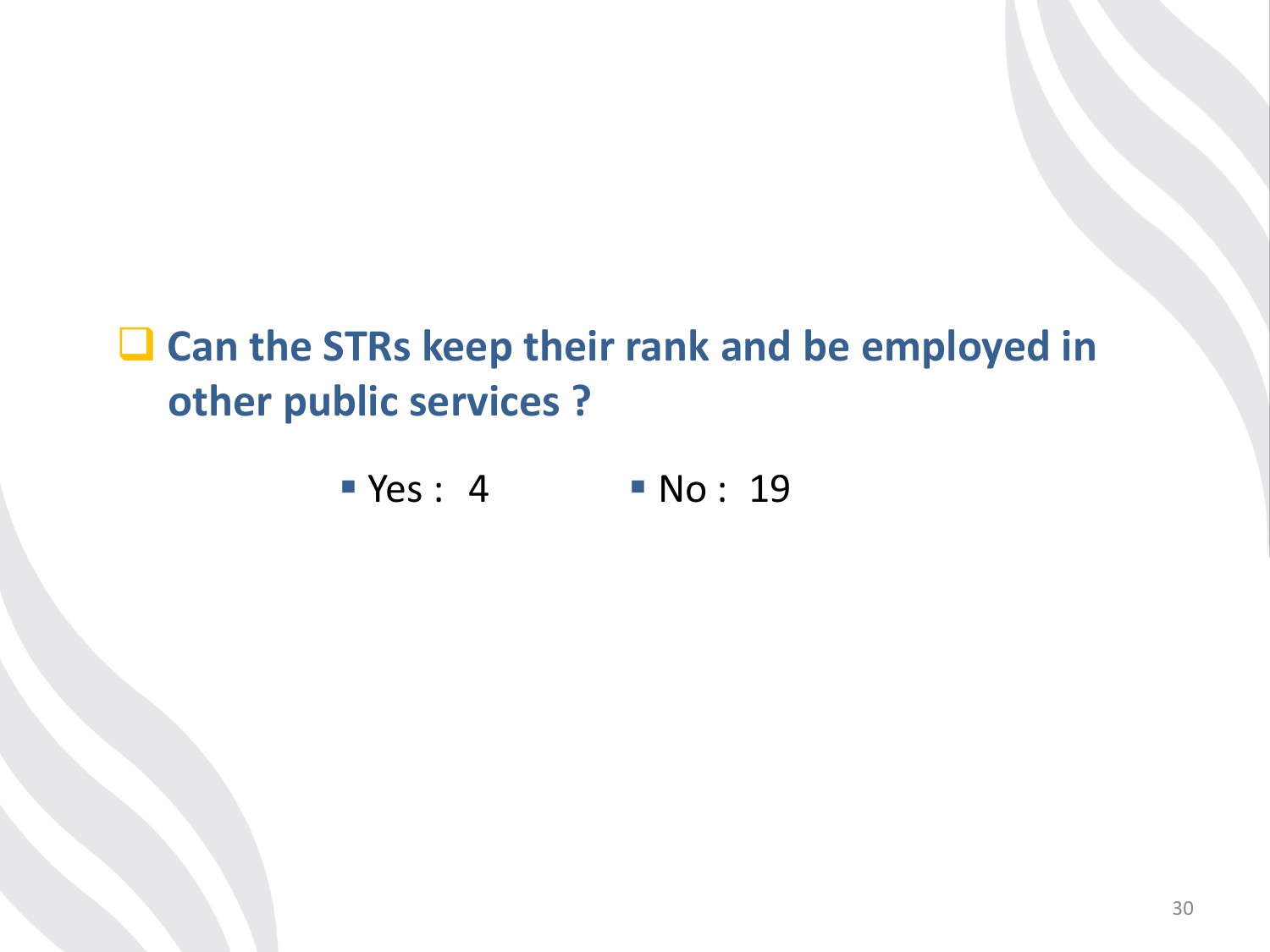- **Can the STRs keep their rank and be employed in other public services ?**

  - Yes : 4
  - No : 19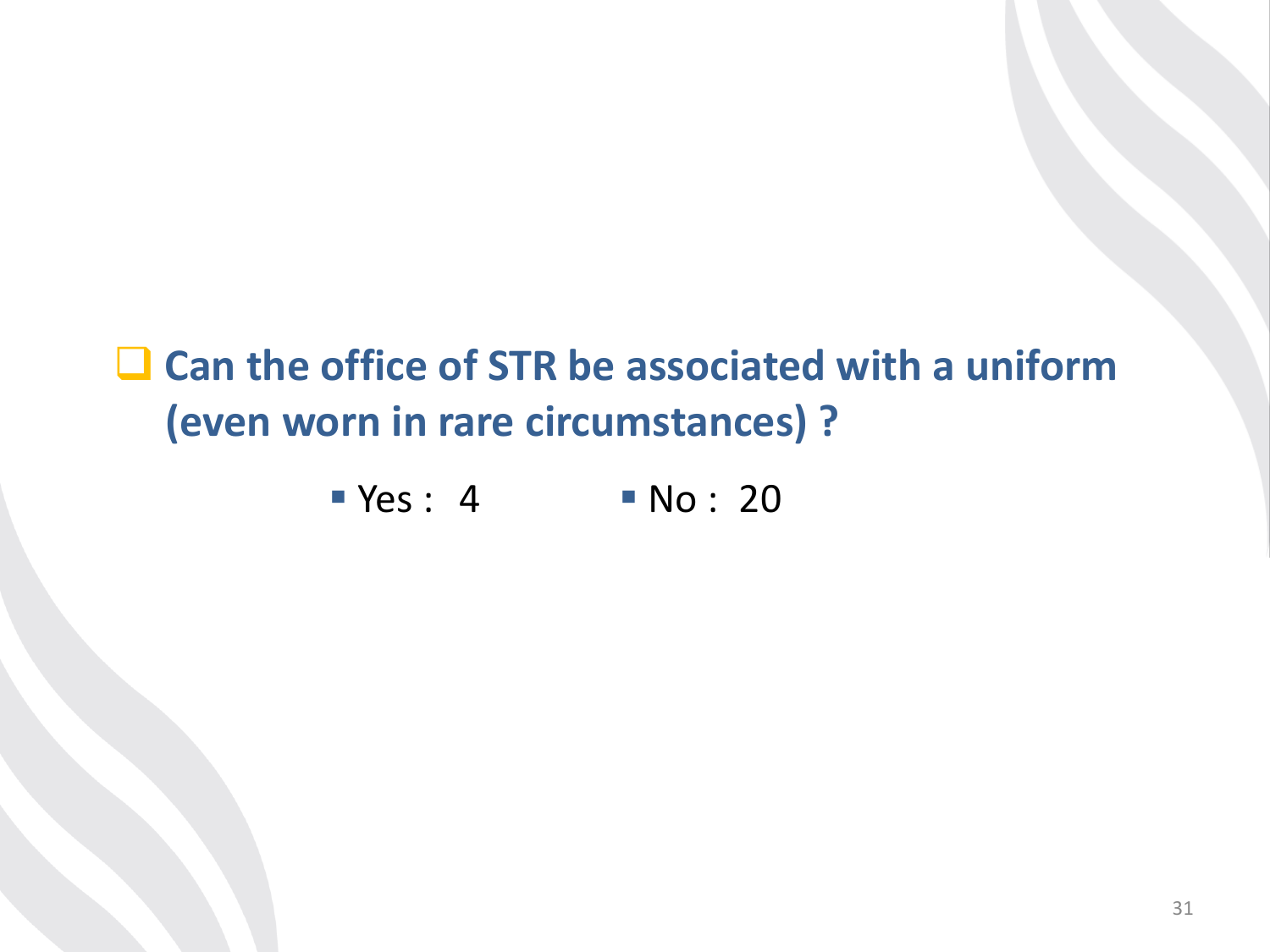- **Can the office of STR be associated with a uniform (even worn in rare circumstances) ?**
  - Yes : 4
  - No : 20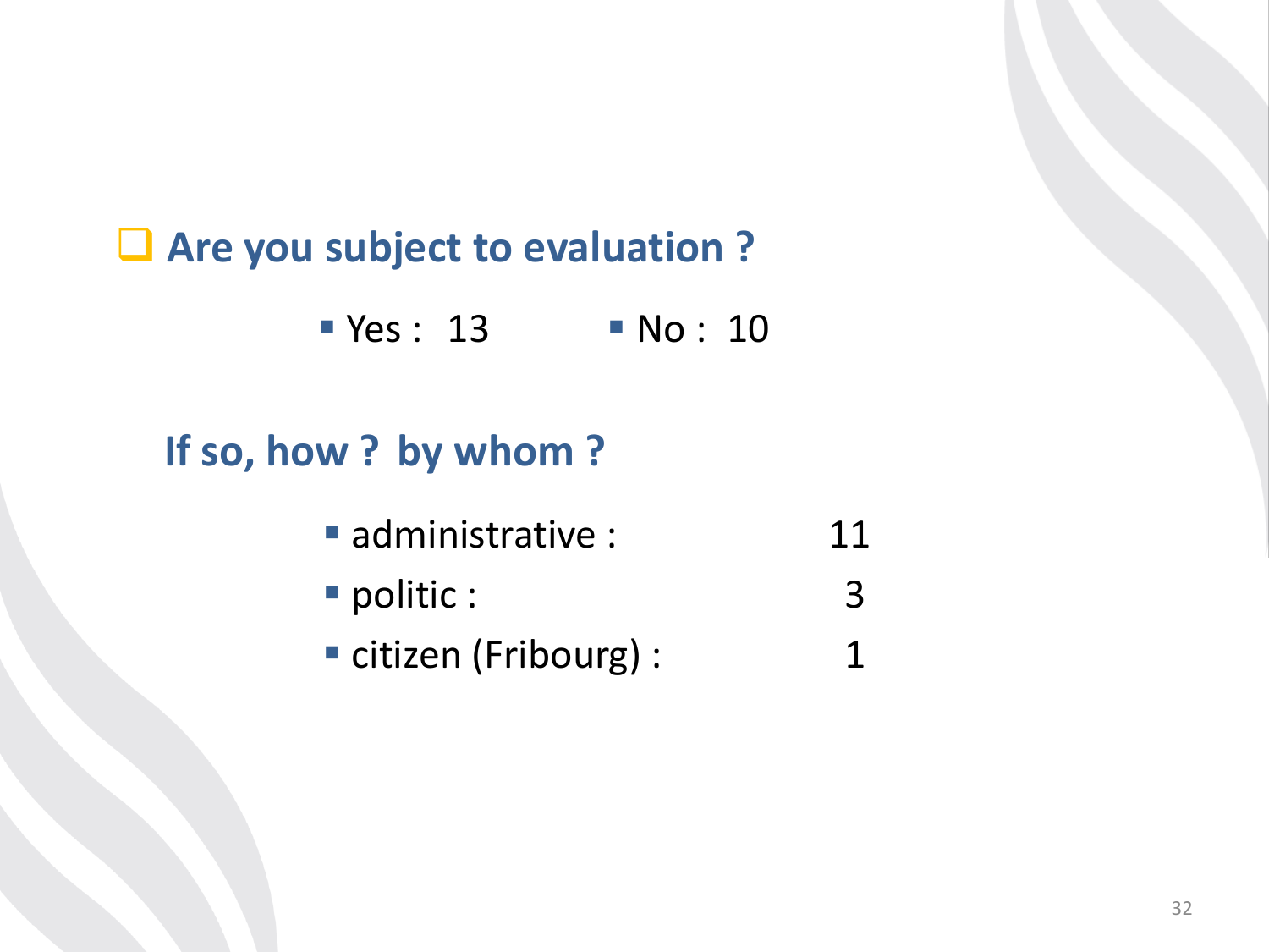## Are you subject to evaluation ?

- Yes : 13
- No : 10

### If so, how ? by whom ?

- administrative : 11
- politic : 3
- citizen (Fribourg) : 1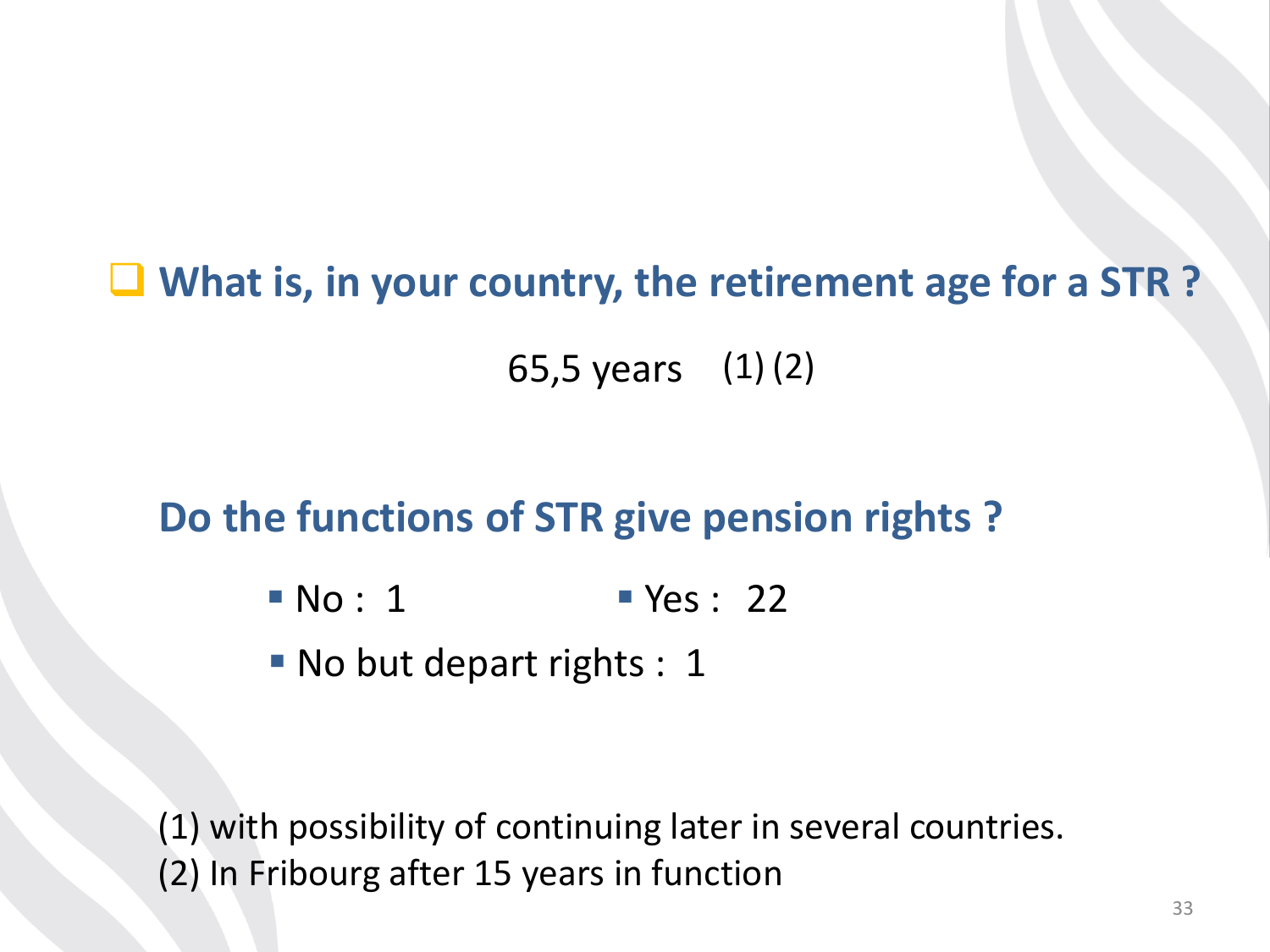- **What is, in your country, the retirement age for a STR ?**

65,5 years (1) (2)

**Do the functions of STR give pension rights ?**

- No : 1
- Yes : 22
- No but depart rights : 1

(1) with possibility of continuing later in several countries.
(2) In Fribourg after 15 years in function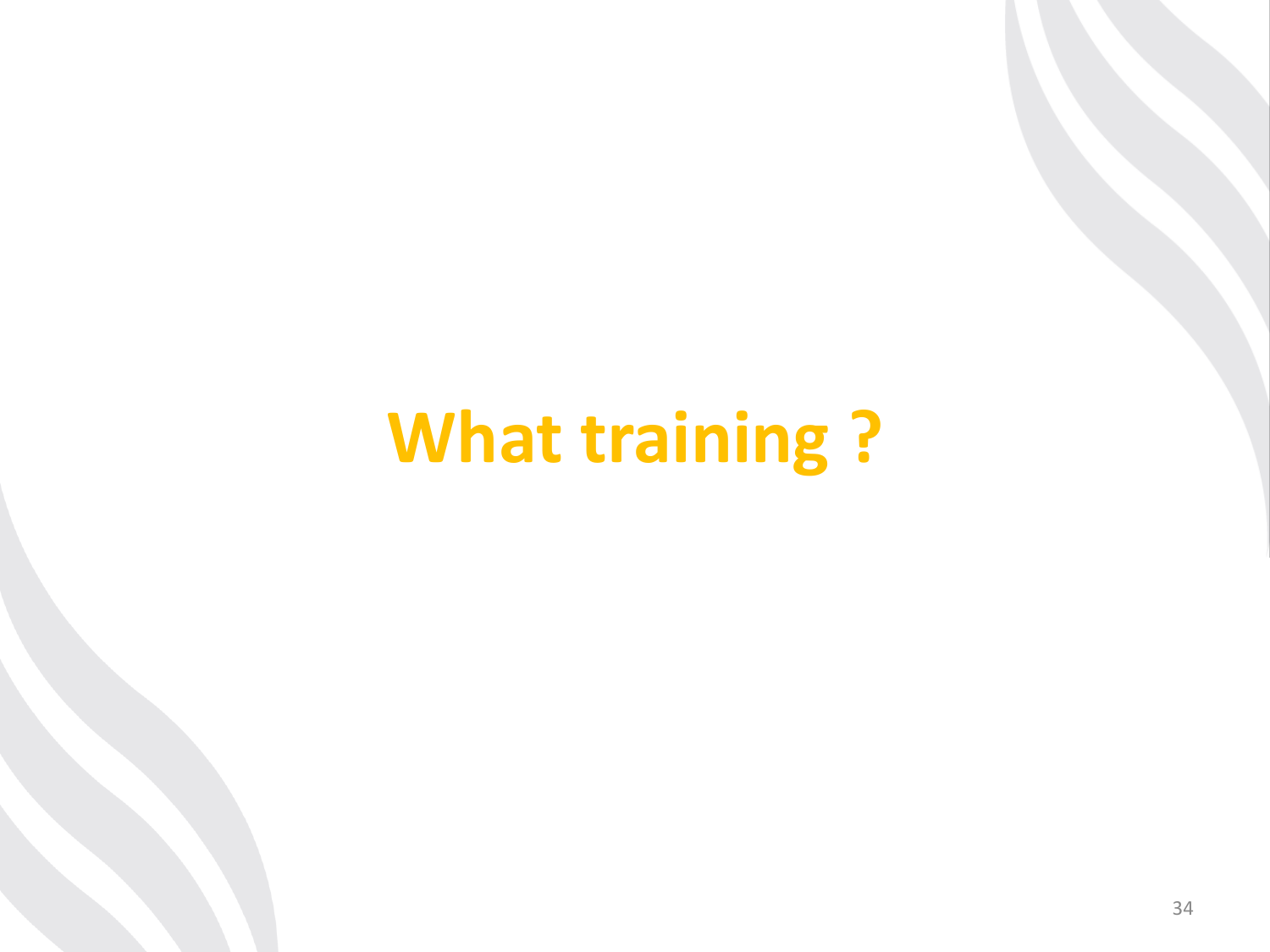# What training ?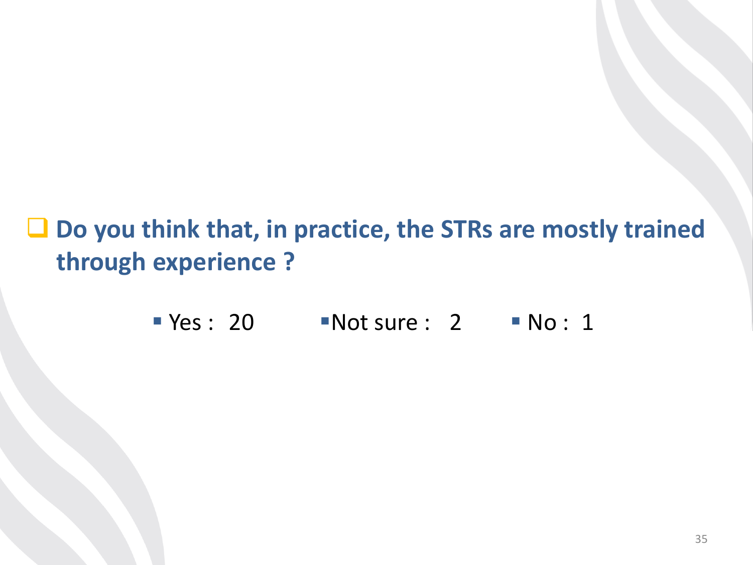- **Do you think that, in practice, the STRs are mostly trained through experience ?**

  - Yes : 20
  - Not sure : 2
  - No : 1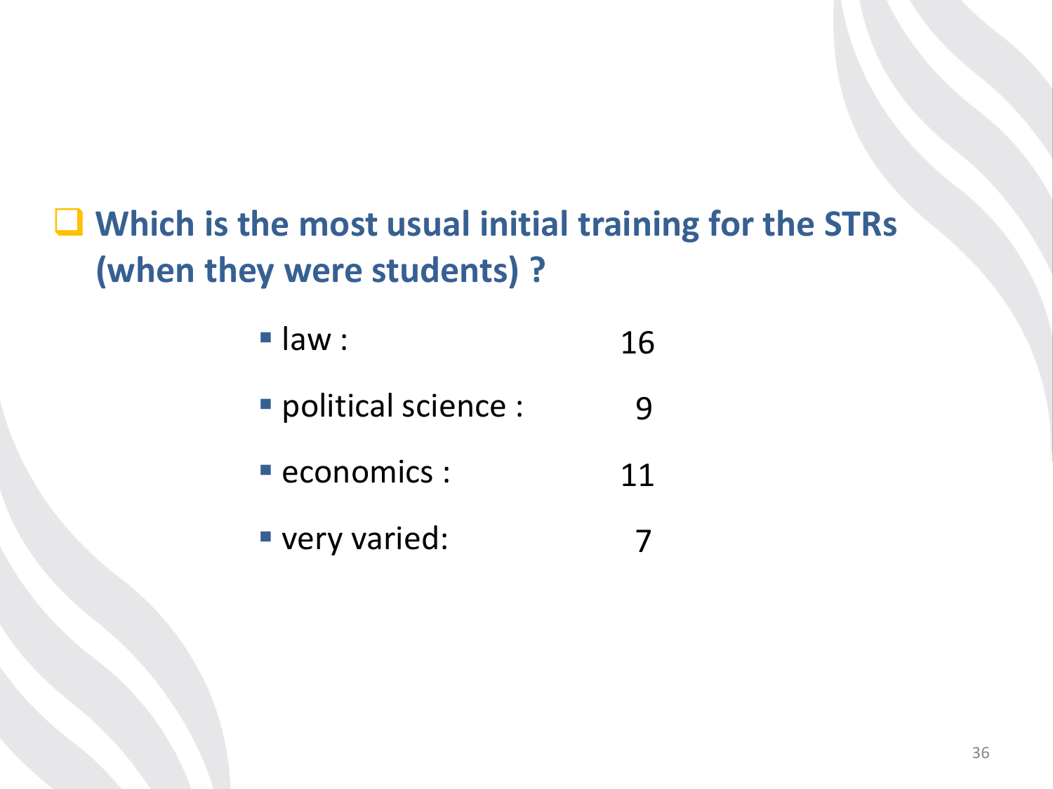## Which is the most usual initial training for the STRs (when they were students) ?

- law : 16
- political science : 9
- economics : 11
- very varied: 7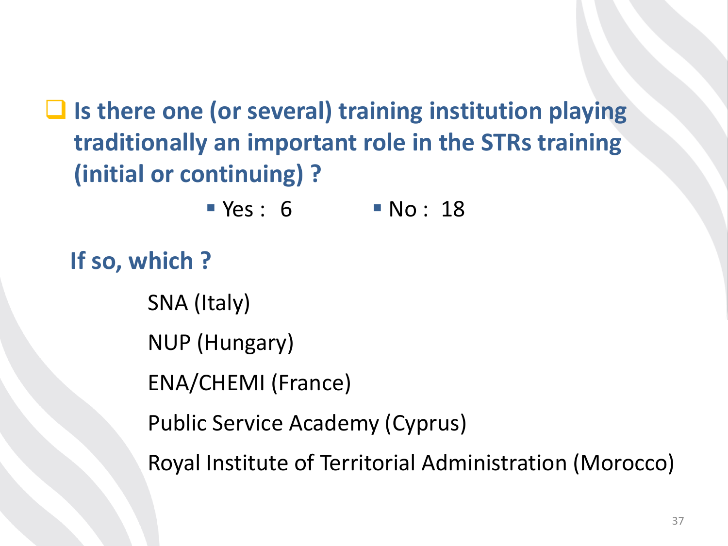## Is there one (or several) training institution playing traditionally an important role in the STRs training (initial or continuing) ?

- Yes : 6
- No : 18

**If so, which ?**

SNA (Italy)

NUP (Hungary)

ENA/CHEMI (France)

Public Service Academy (Cyprus)

Royal Institute of Territorial Administration (Morocco)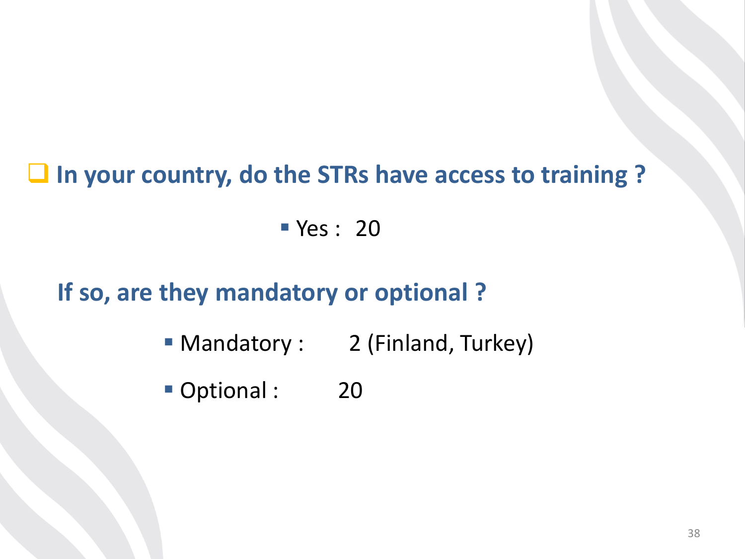- **In your country, do the STRs have access to training ?**

  - Yes : 20

**If so, are they mandatory or optional ?**

- Mandatory : 2 (Finland, Turkey)
- Optional : 20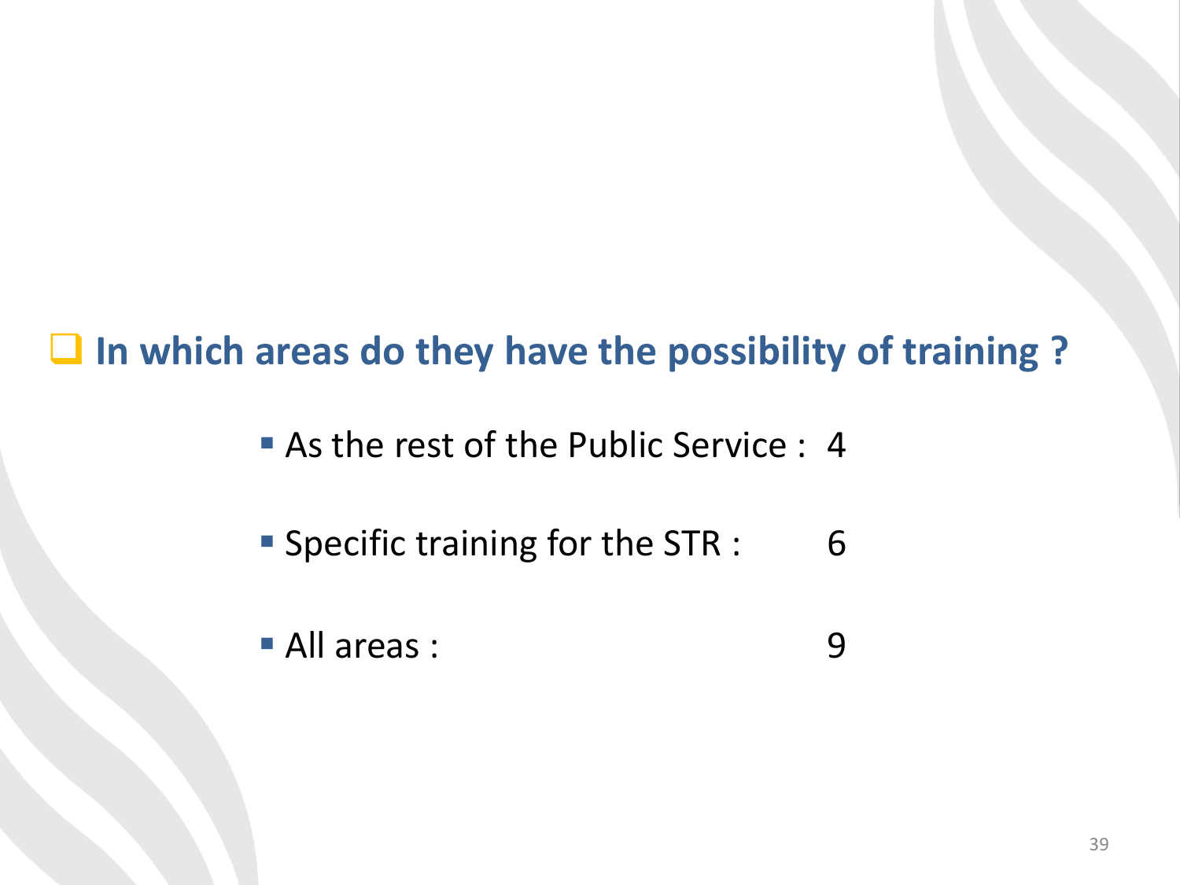## In which areas do they have the possibility of training ?

- As the rest of the Public Service : 4
- Specific training for the STR : 6
- All areas : 9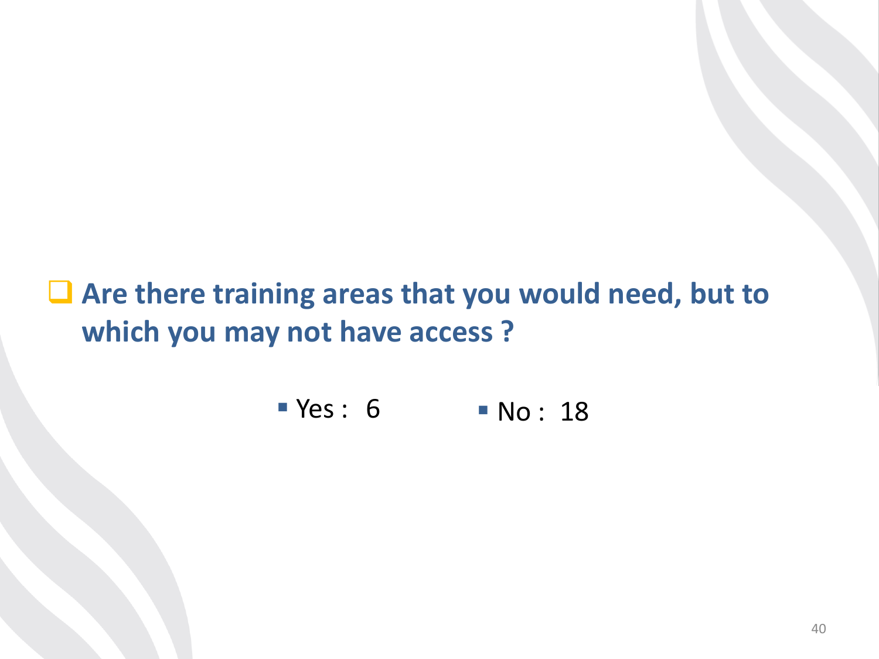- **Are there training areas that you would need, but to which you may not have access ?**

  - Yes : 6
  - No : 18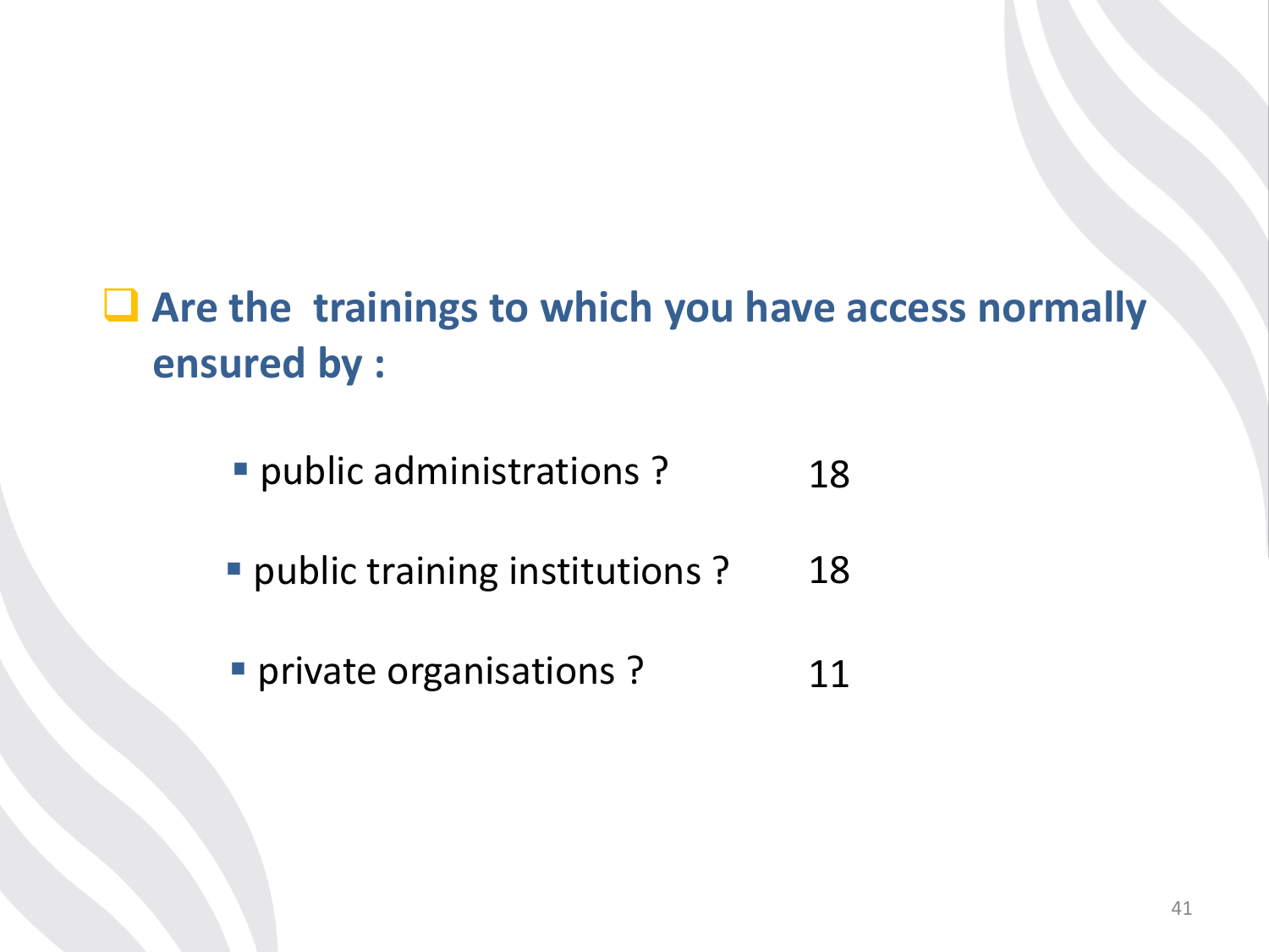- **Are the trainings to which you have access normally ensured by :**

  - public administrations ? 18
  - public training institutions ? 18
  - private organisations ? 11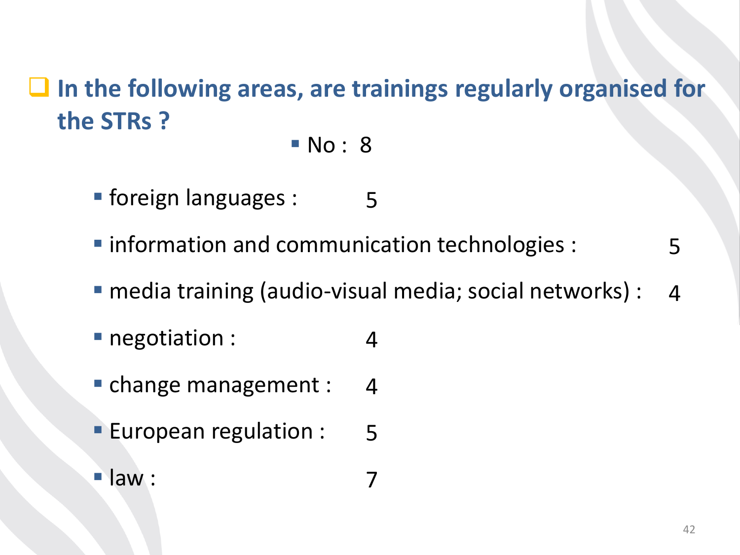## In the following areas, are trainings regularly organised for the STRs ?

- No : 8

- foreign languages : 5
- information and communication technologies : 5
- media training (audio-visual media; social networks) : 4
- negotiation : 4
- change management : 4
- European regulation : 5
- law : 7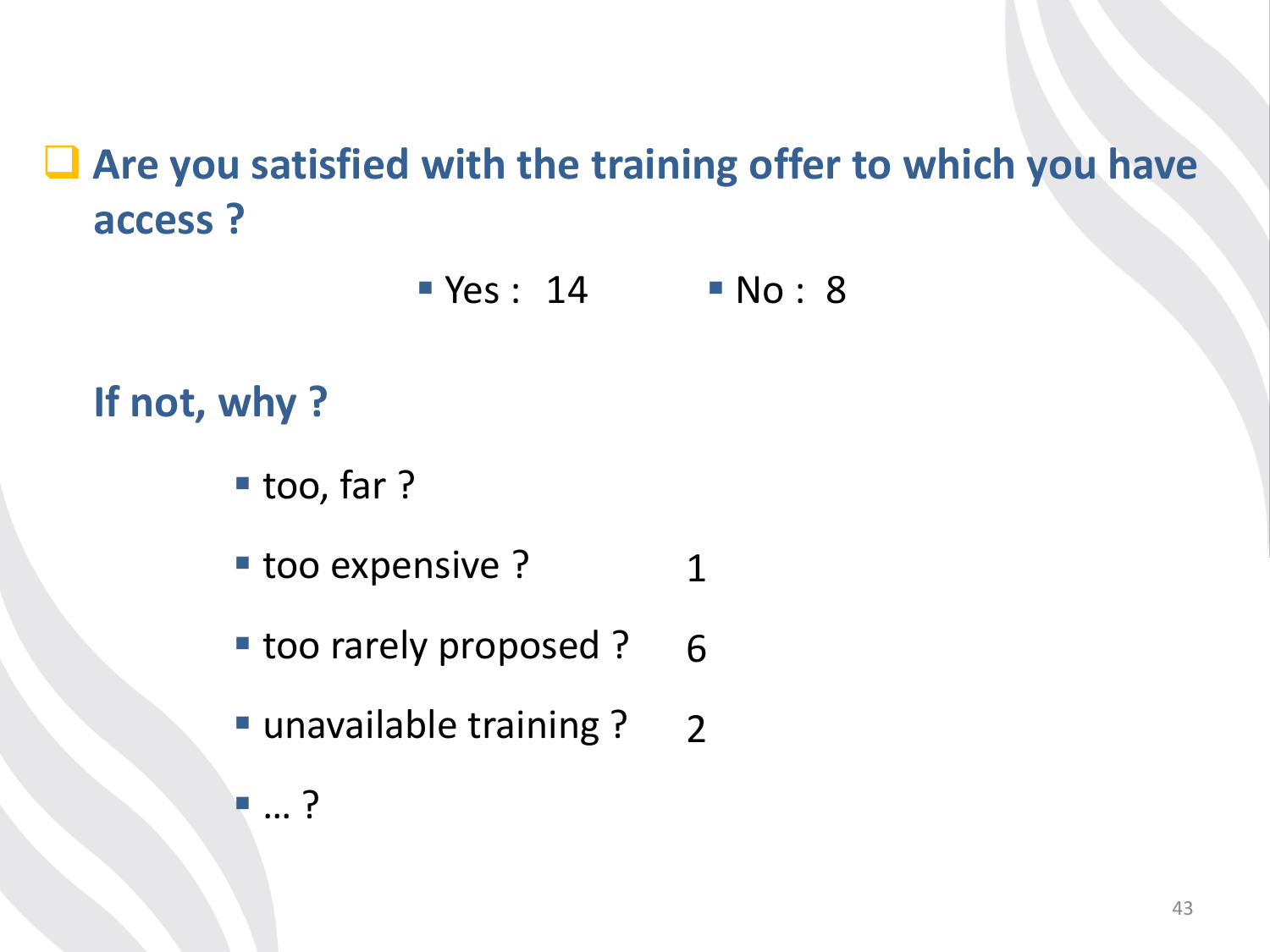## Are you satisfied with the training offer to which you have access ?

- Yes : 14
- No : 8

**If not, why ?**

- too, far ?
- too expensive ? 1
- too rarely proposed ? 6
- unavailable training ? 2
- … ?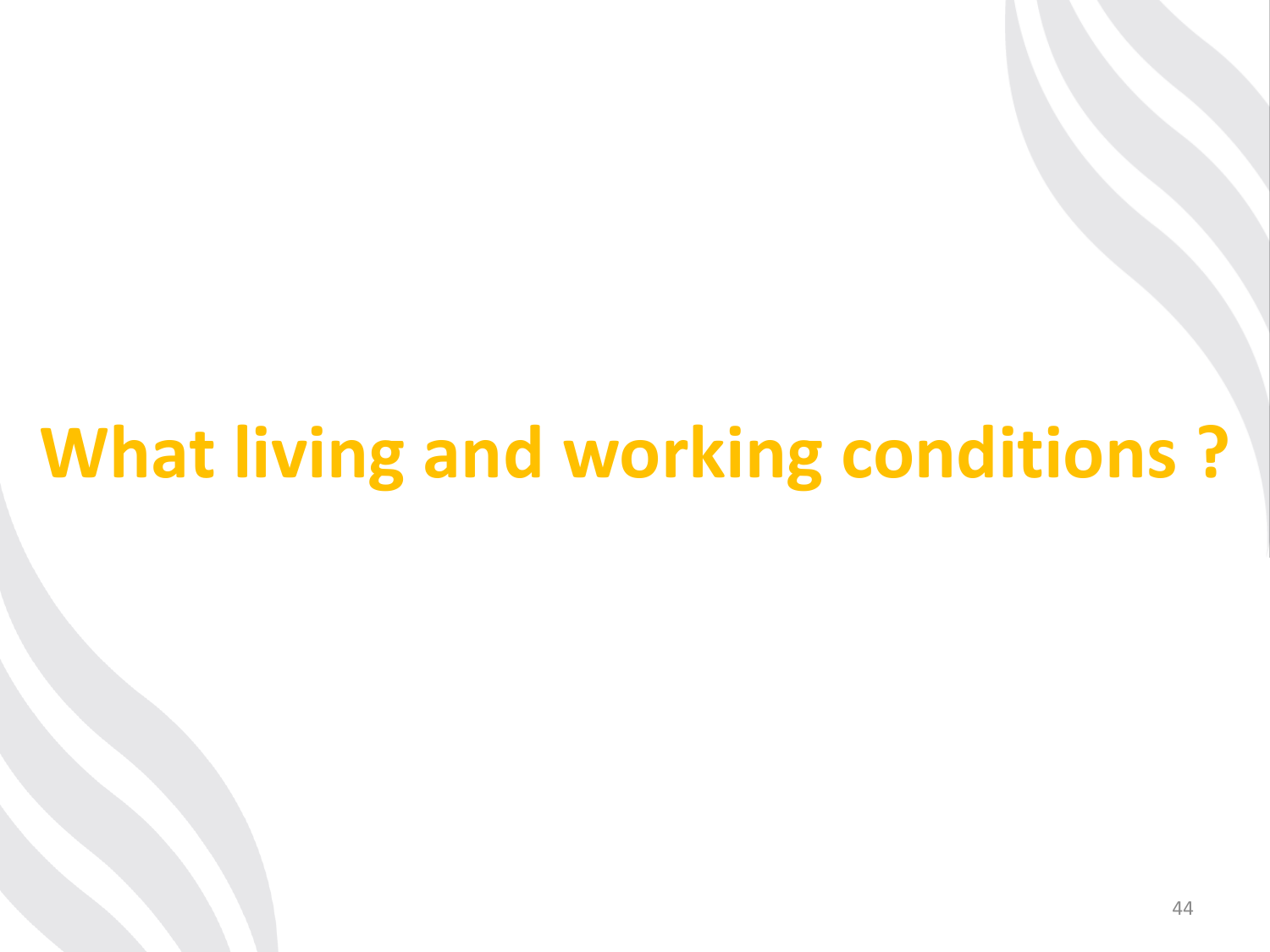# What living and working conditions ?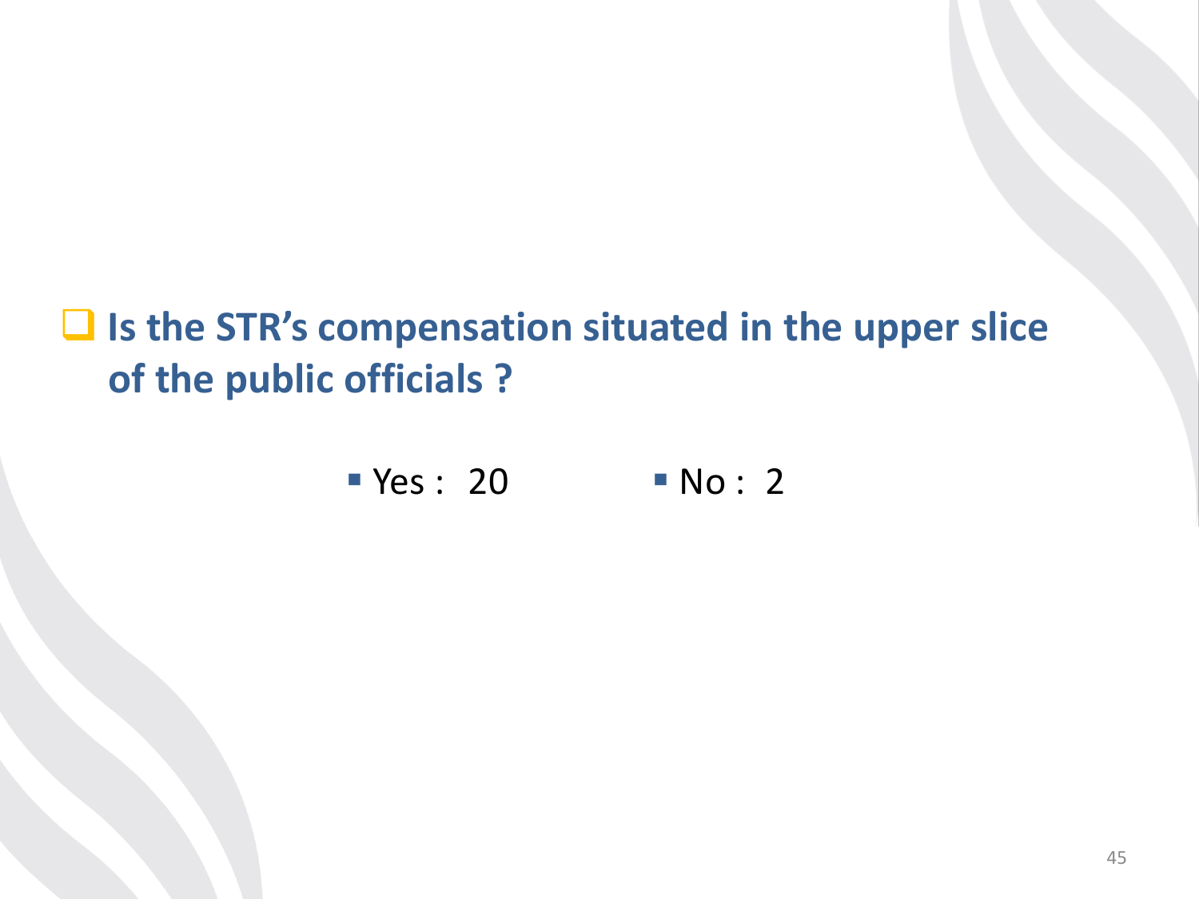- **Is the STR's compensation situated in the upper slice of the public officials ?**

  - Yes : 20
  - No : 2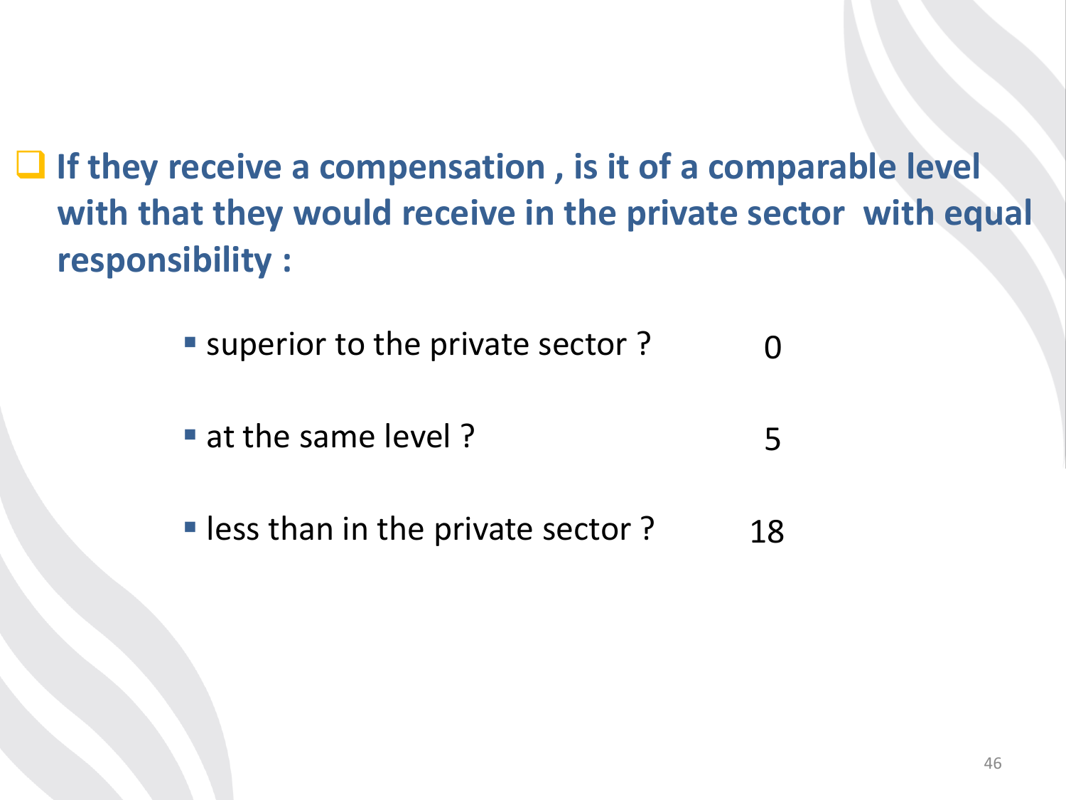- **If they receive a compensation , is it of a comparable level with that they would receive in the private sector with equal responsibility :**

  - superior to the private sector ? 0
  - at the same level ? 5
  - less than in the private sector ? 18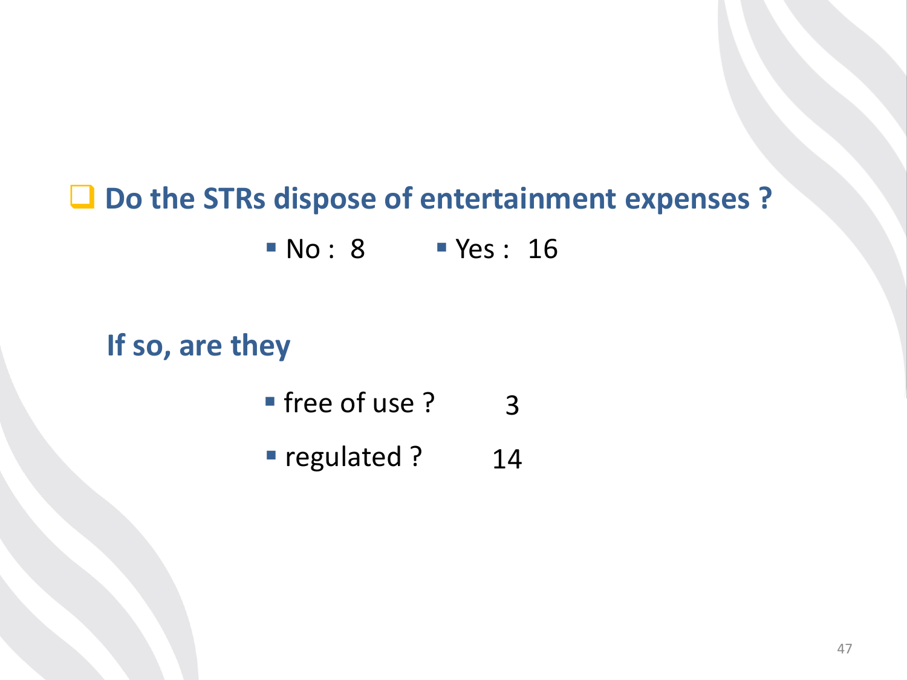## Do the STRs dispose of entertainment expenses ?

- No : 8
- Yes : 16

**If so, are they**

- free of use ? 3
- regulated ? 14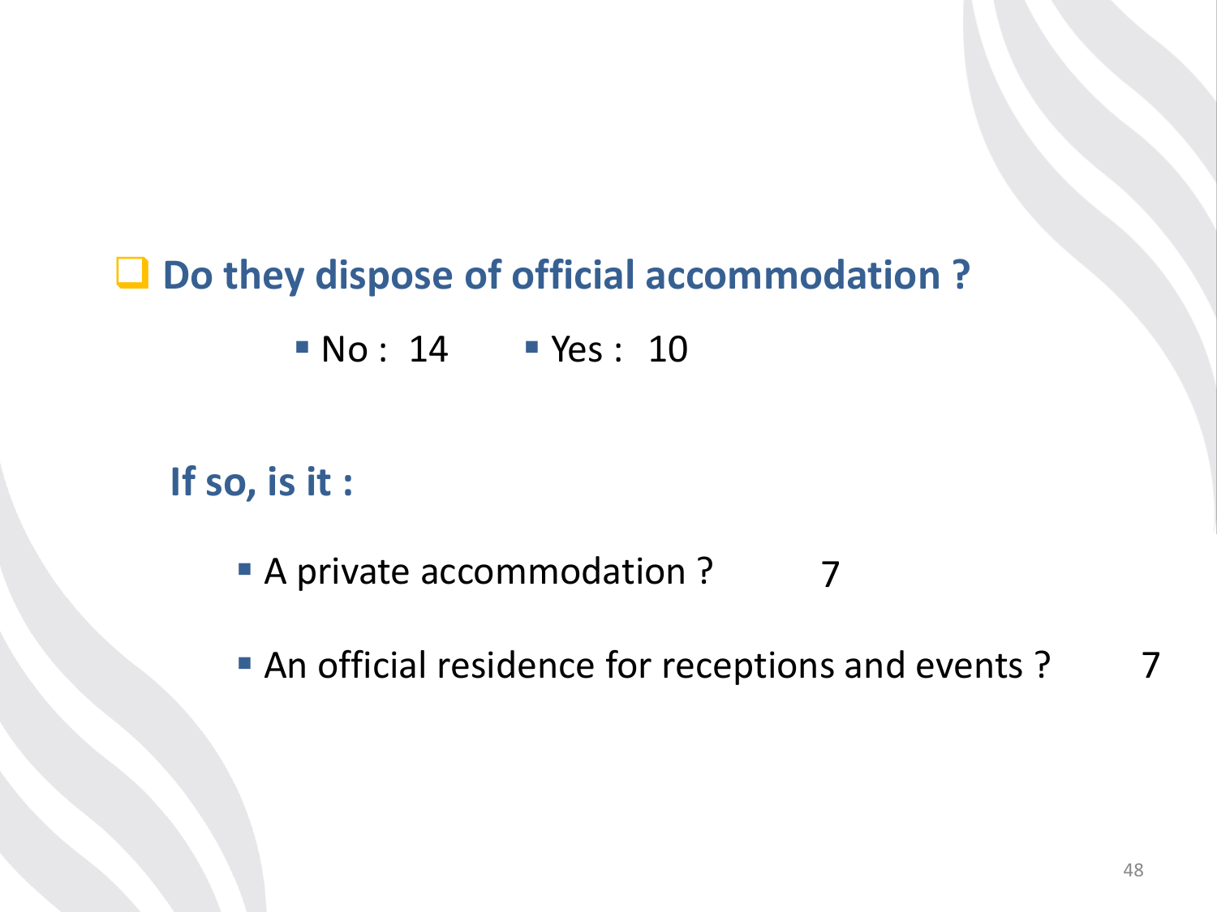## Do they dispose of official accommodation ?

- No : 14
- Yes : 10

**If so, is it :**

- A private accommodation ? 7
- An official residence for receptions and events ? 7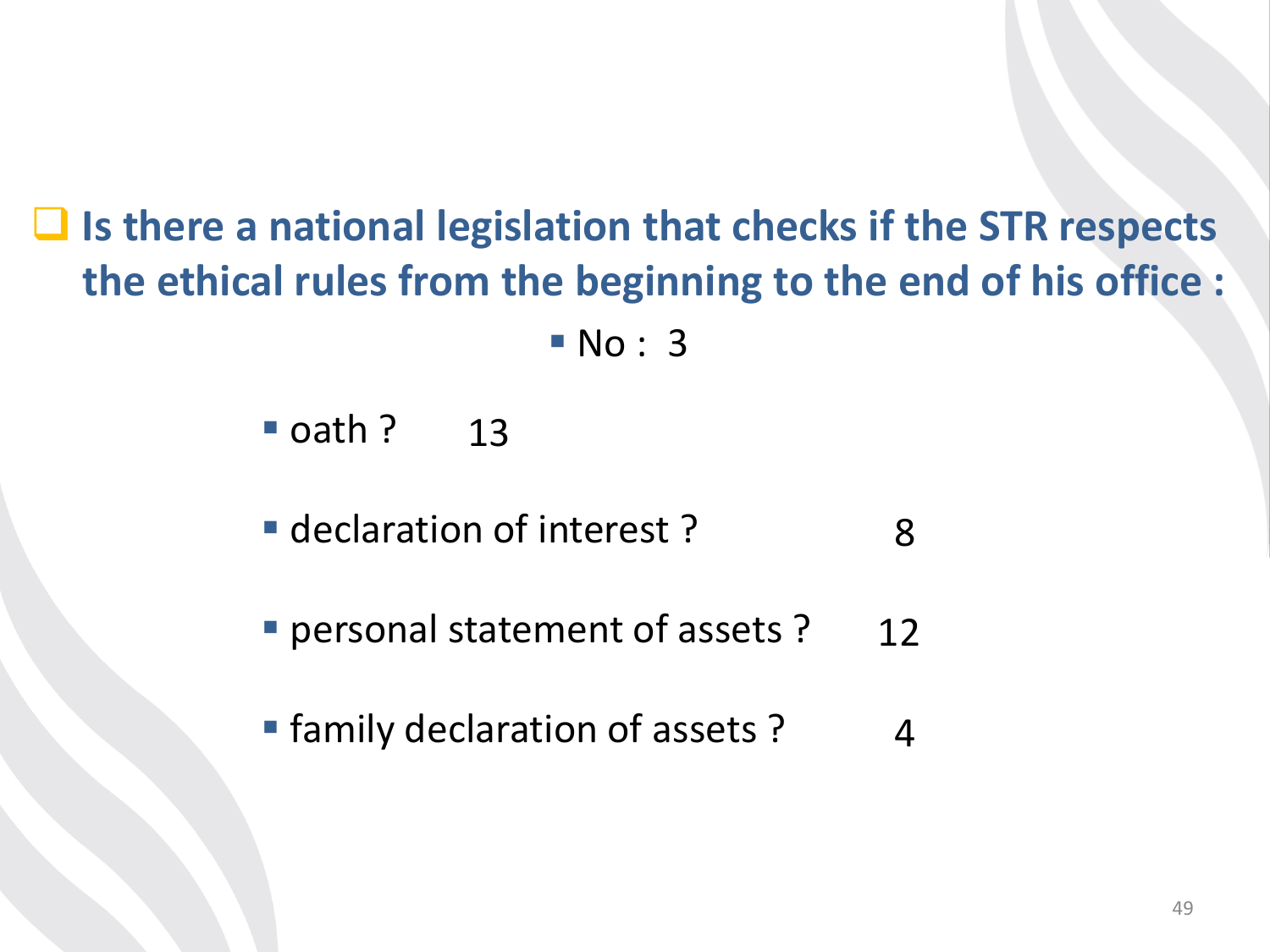**Is there a national legislation that checks if the STR respects the ethical rules from the beginning to the end of his office :**

- No : 3

- oath ? 13
- declaration of interest ? 8
- personal statement of assets ? 12
- family declaration of assets ? 4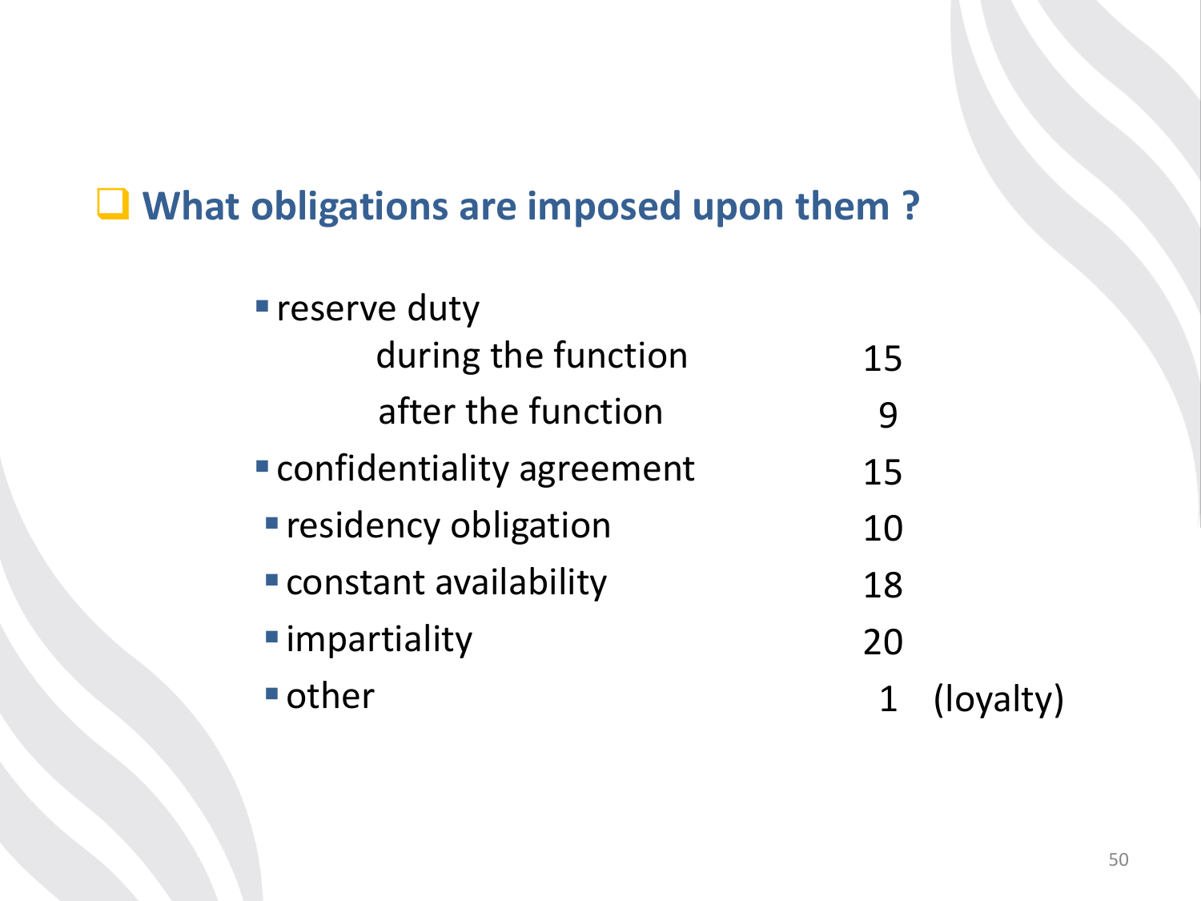## What obligations are imposed upon them ?

| Obligation | Count | |
|---|---|---|
| reserve duty | | |
| during the function | 15 | |
| after the function | 9 | |
| confidentiality agreement | 15 | |
| residency obligation | 10 | |
| constant availability | 18 | |
| impartiality | 20 | |
| other | 1 | (loyalty) |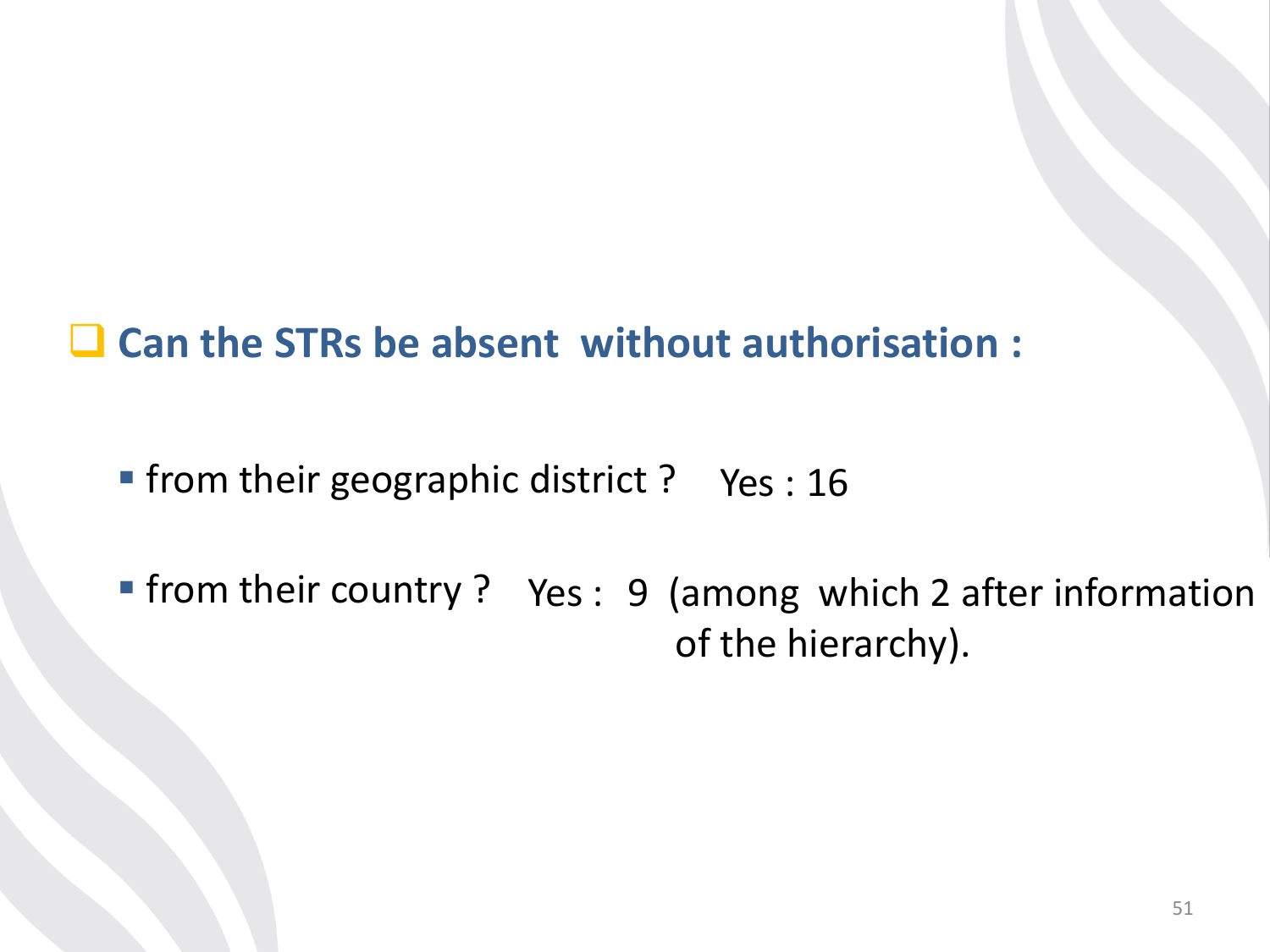- **Can the STRs be absent without authorisation :**
  - from their geographic district ? Yes : 16
  - from their country ? Yes : 9 (among which 2 after information of the hierarchy).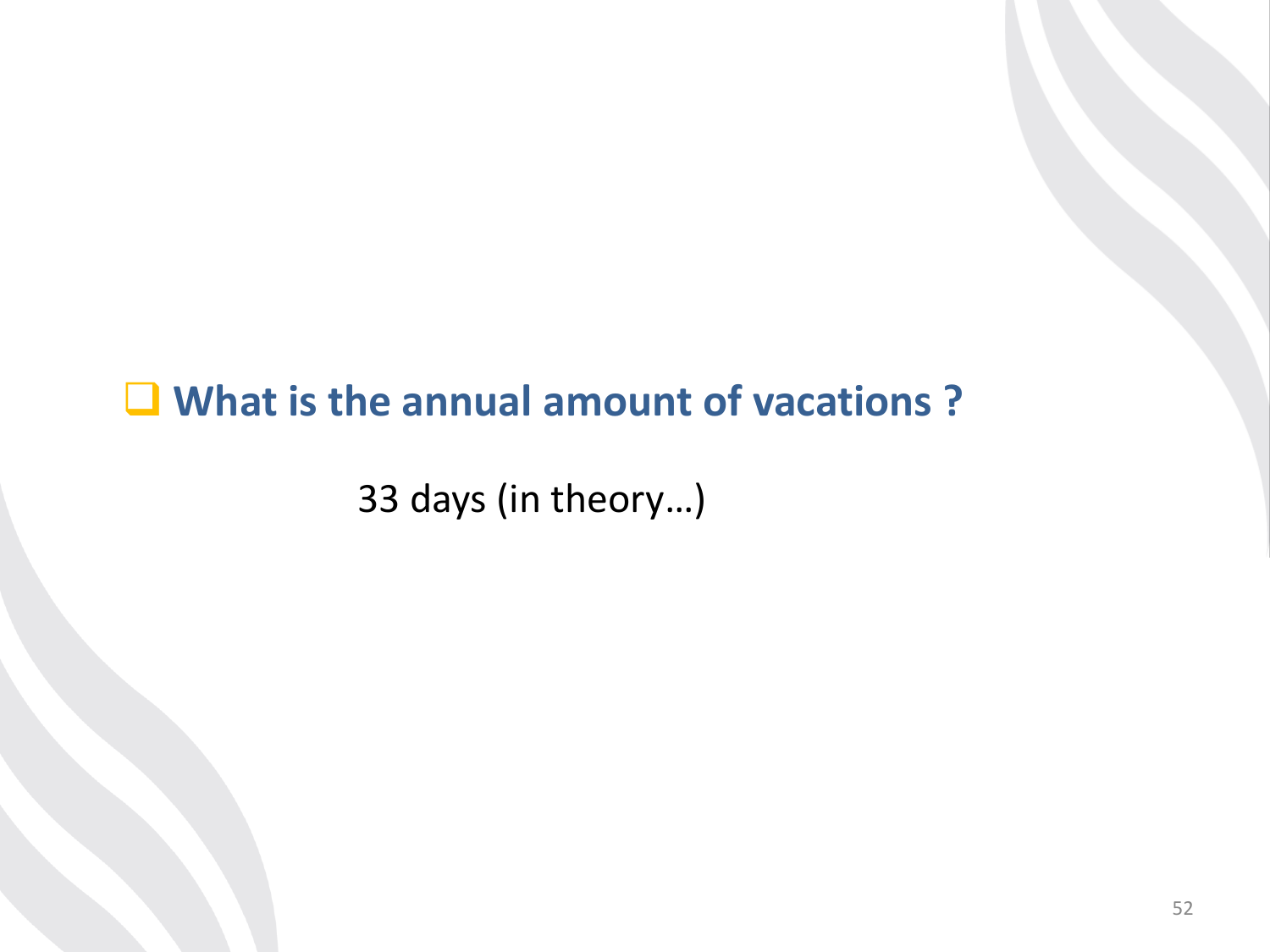- **What is the annual amount of vacations ?**

33 days (in theory…)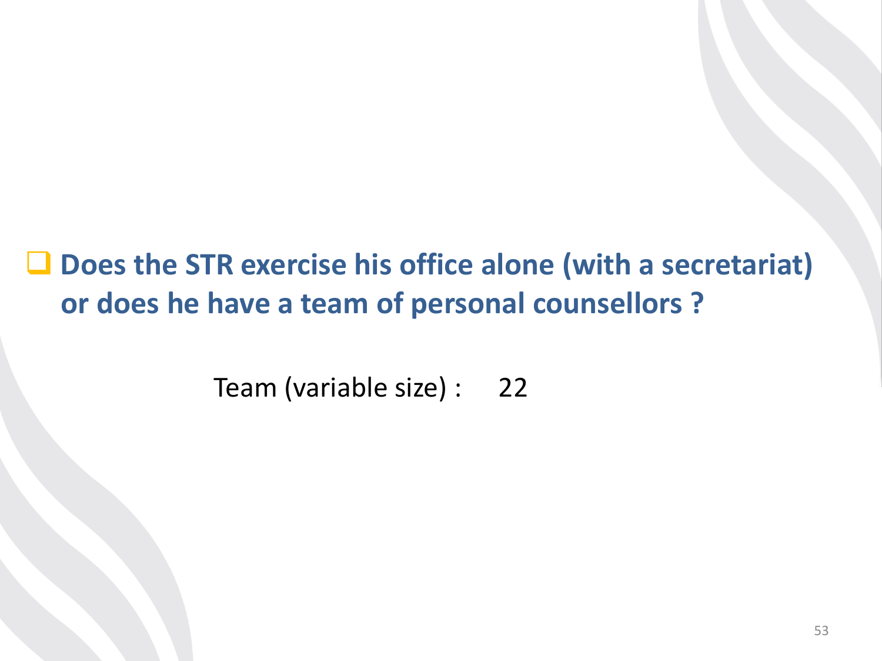- **Does the STR exercise his office alone (with a secretariat) or does he have a team of personal counsellors ?**

Team (variable size) : 22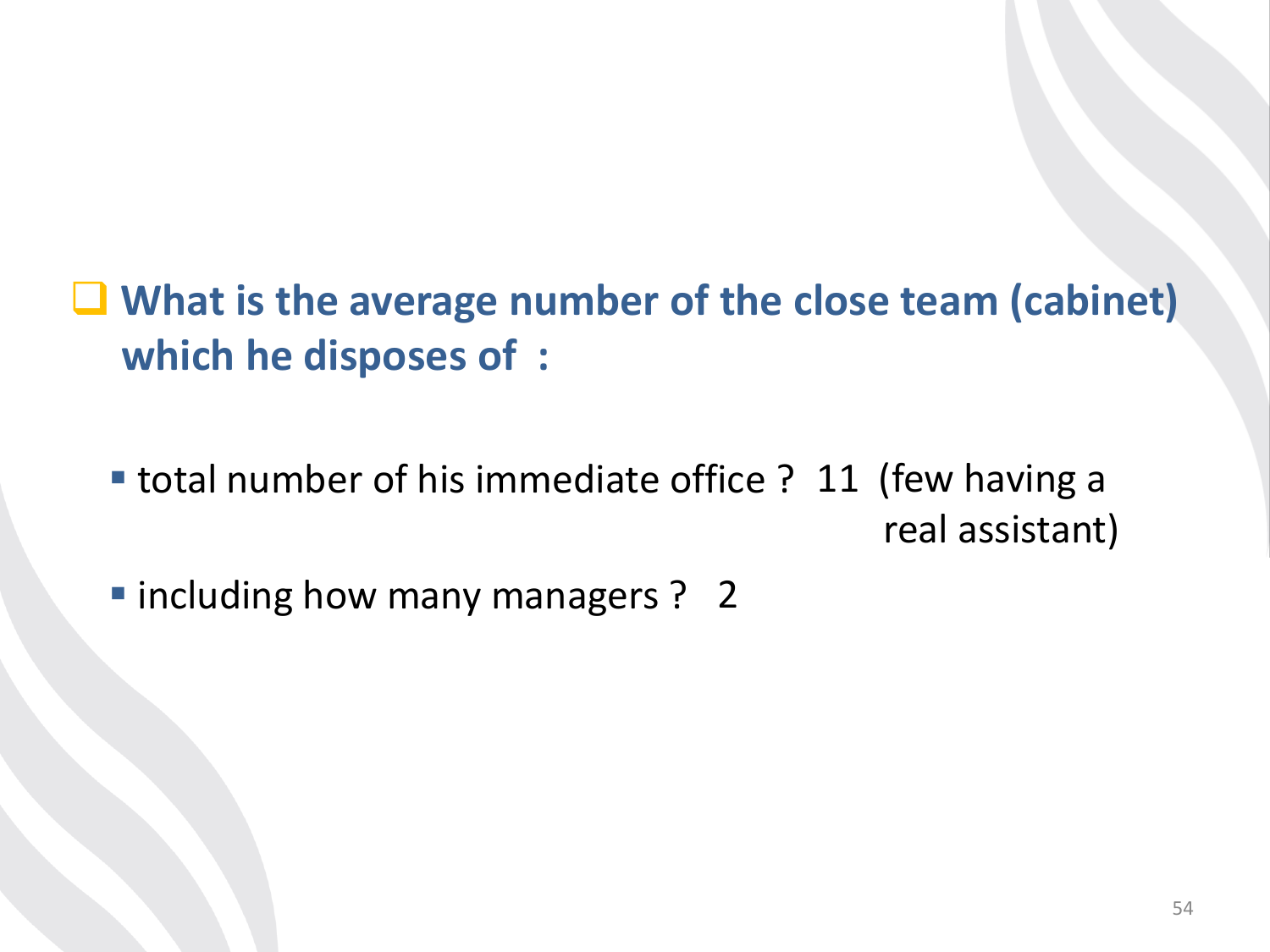- **What is the average number of the close team (cabinet) which he disposes of :**

  - total number of his immediate office ? 11 (few having a real assistant)
  - including how many managers ? 2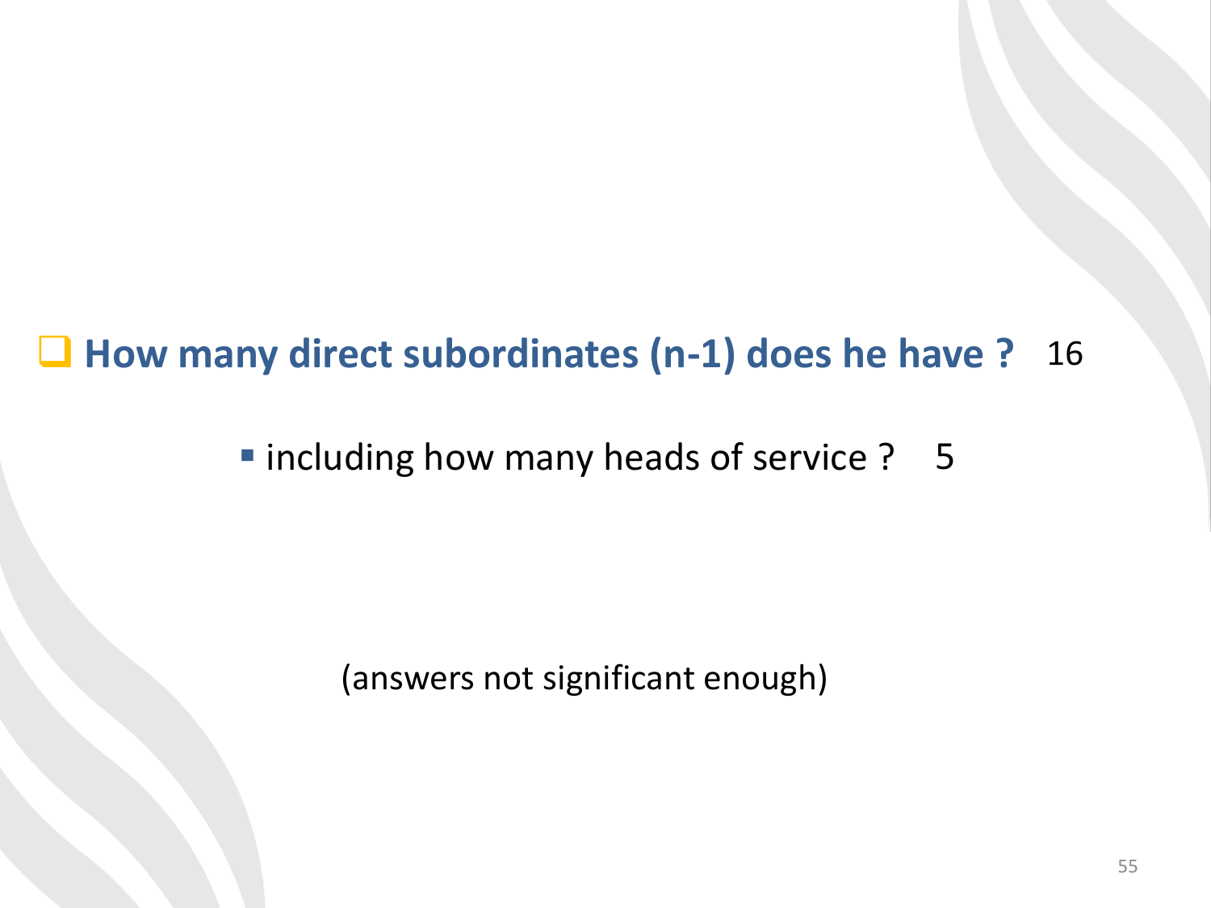- **How many direct subordinates (n-1) does he have ?** 16
  - including how many heads of service ? 5

(answers not significant enough)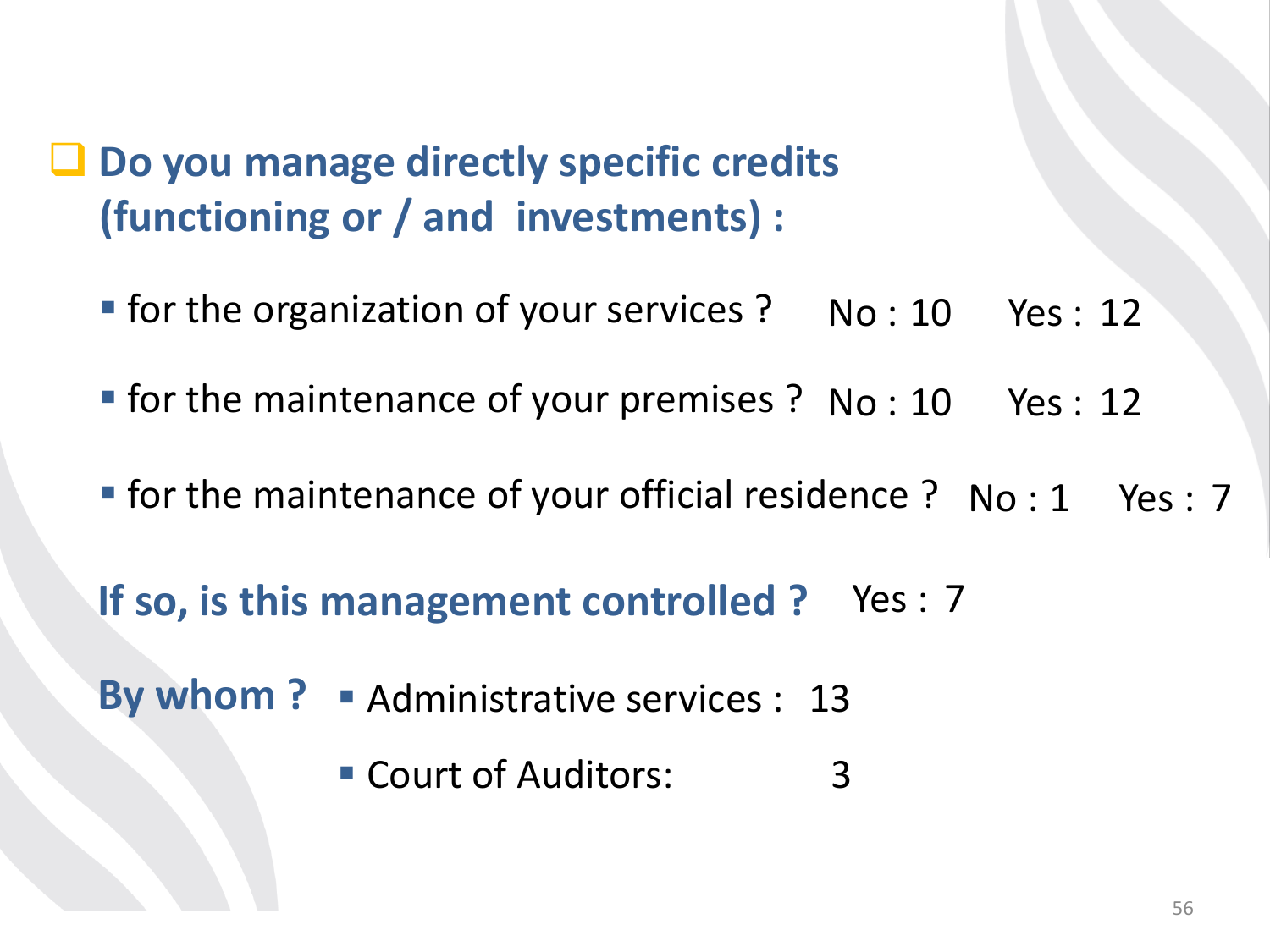- **Do you manage directly specific credits (functioning or / and investments) :**
  - for the organization of your services ? No : 10 Yes : 12
  - for the maintenance of your premises ? No : 10 Yes : 12
  - for the maintenance of your official residence ? No : 1 Yes : 7

**If so, is this management controlled ?** Yes : 7

**By whom ?**

- Administrative services : 13
- Court of Auditors: 3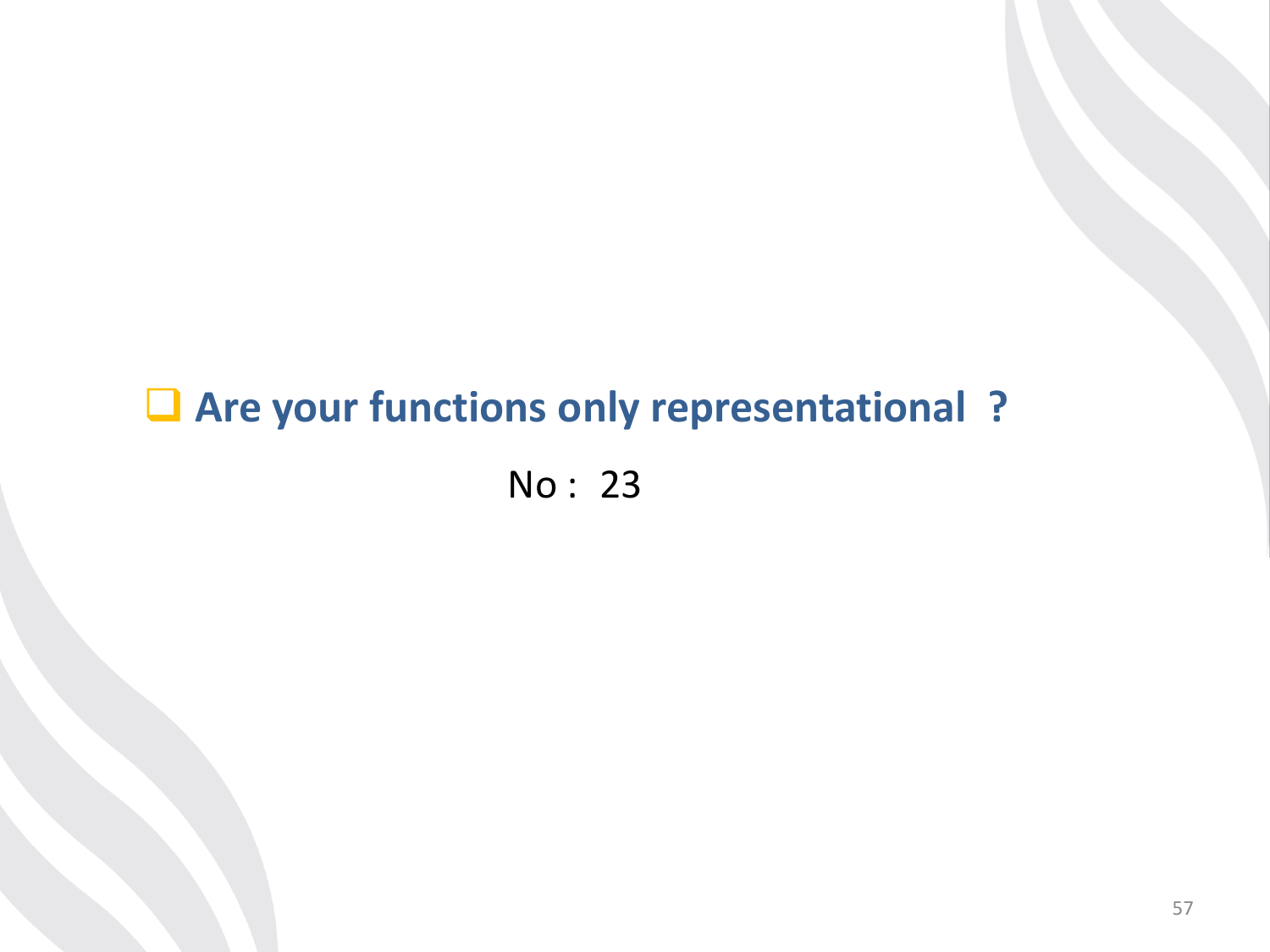- **Are your functions only representational ?**

No : 23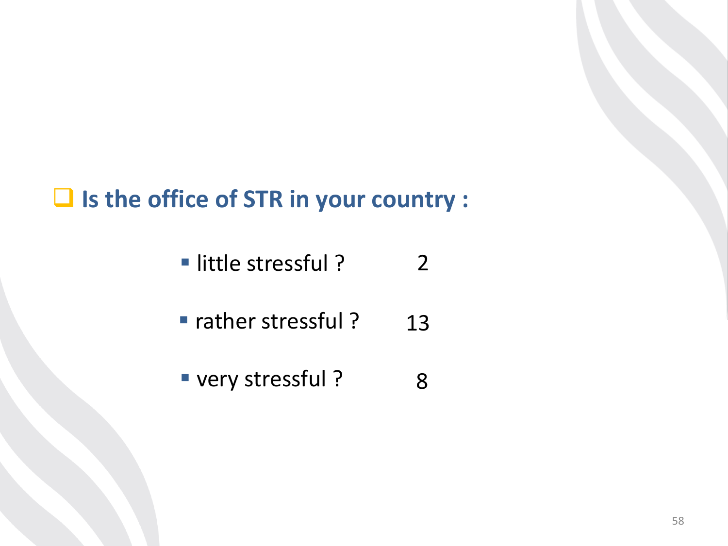- **Is the office of STR in your country :**

  - little stressful ? 2
  - rather stressful ? 13
  - very stressful ? 8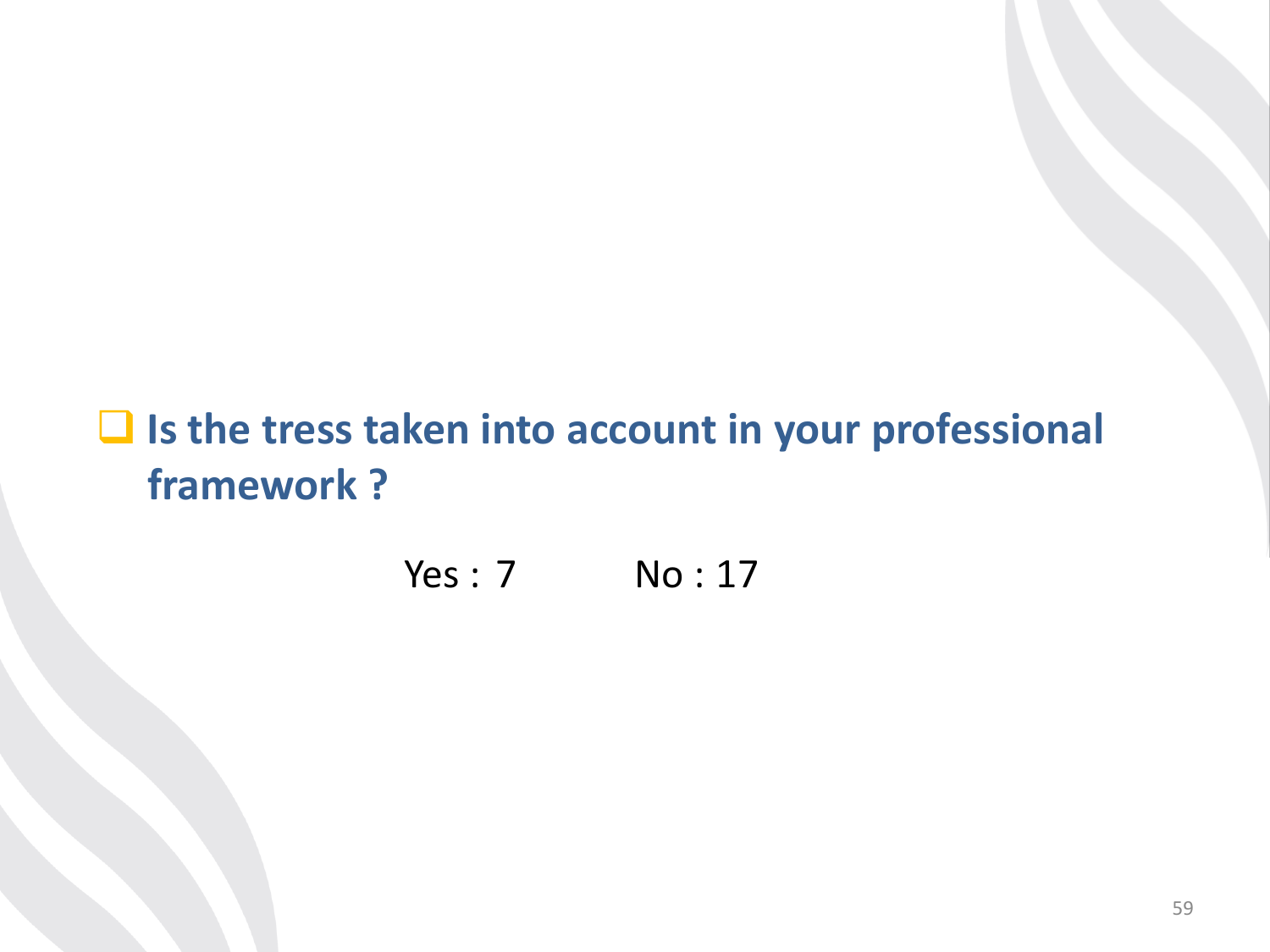- **Is the tress taken into account in your professional framework ?**

Yes : 7 No : 17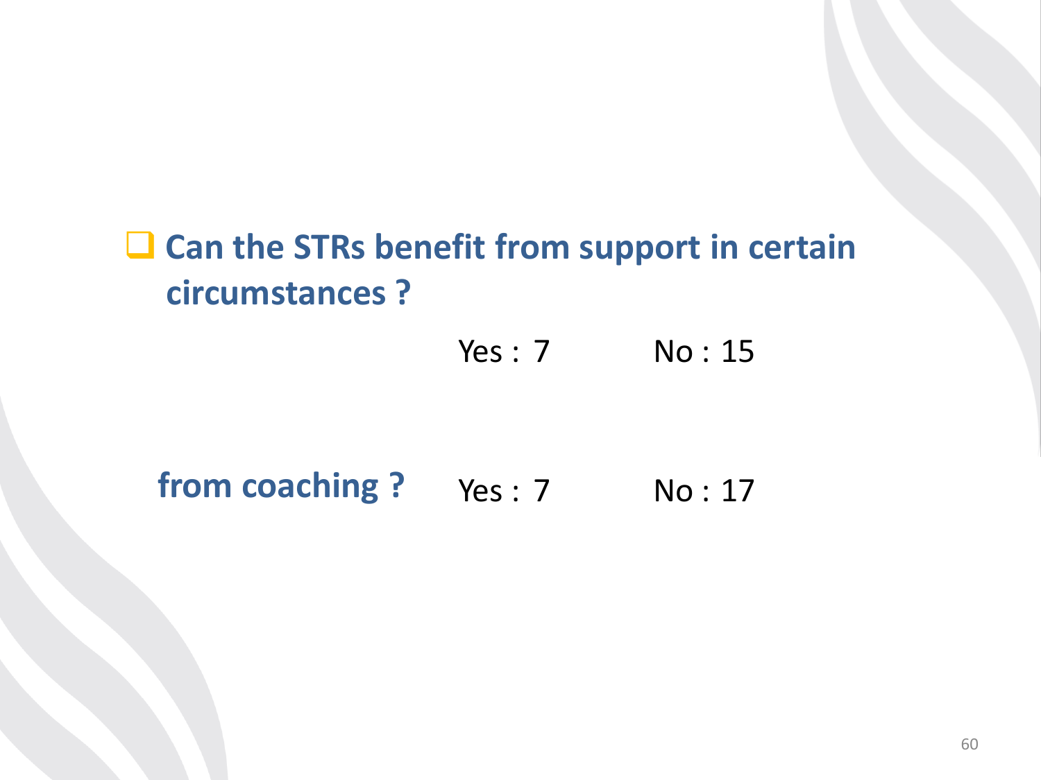- **Can the STRs benefit from support in certain circumstances ?**

| | Yes : 7 | No : 15 |
|---|---|---|
| **from coaching ?** | Yes : 7 | No : 17 |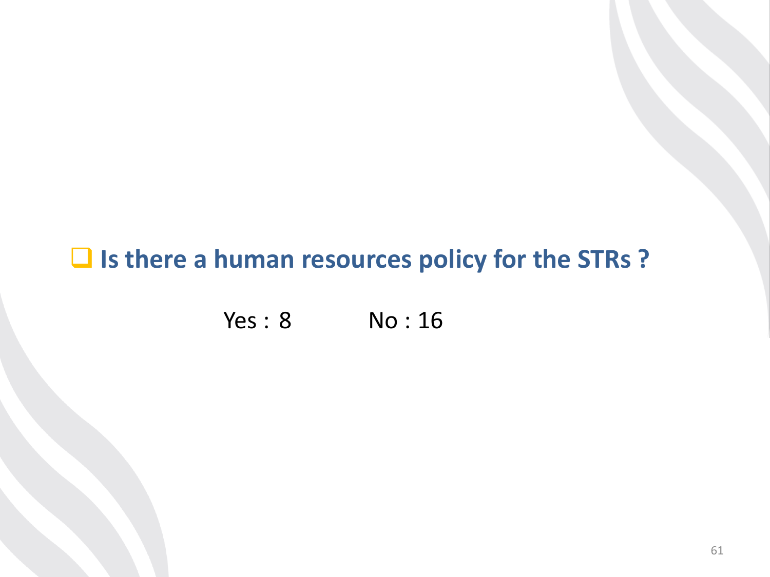- **Is there a human resources policy for the STRs ?**

Yes : 8 No : 16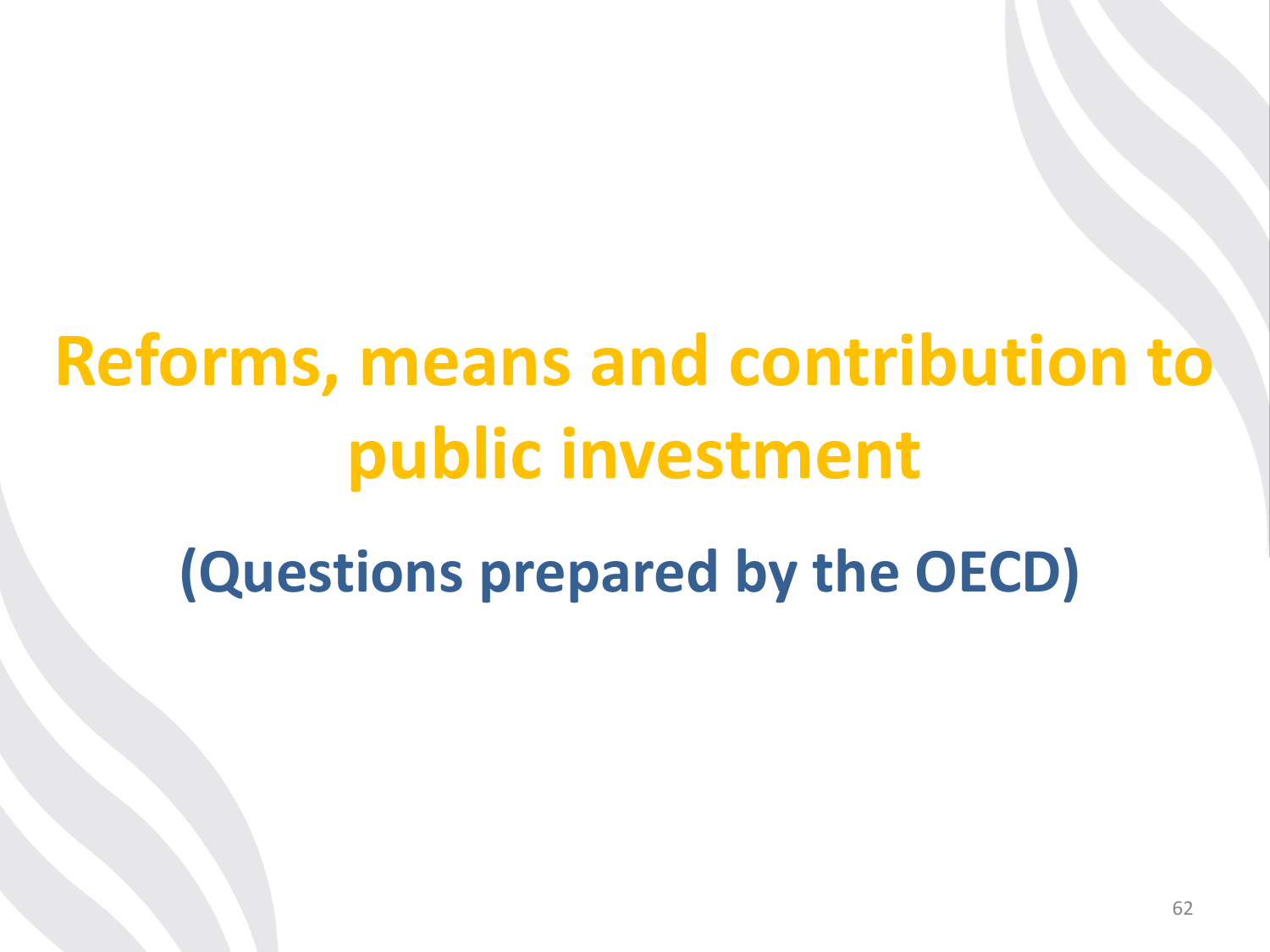# Reforms, means and contribution to public investment

## (Questions prepared by the OECD)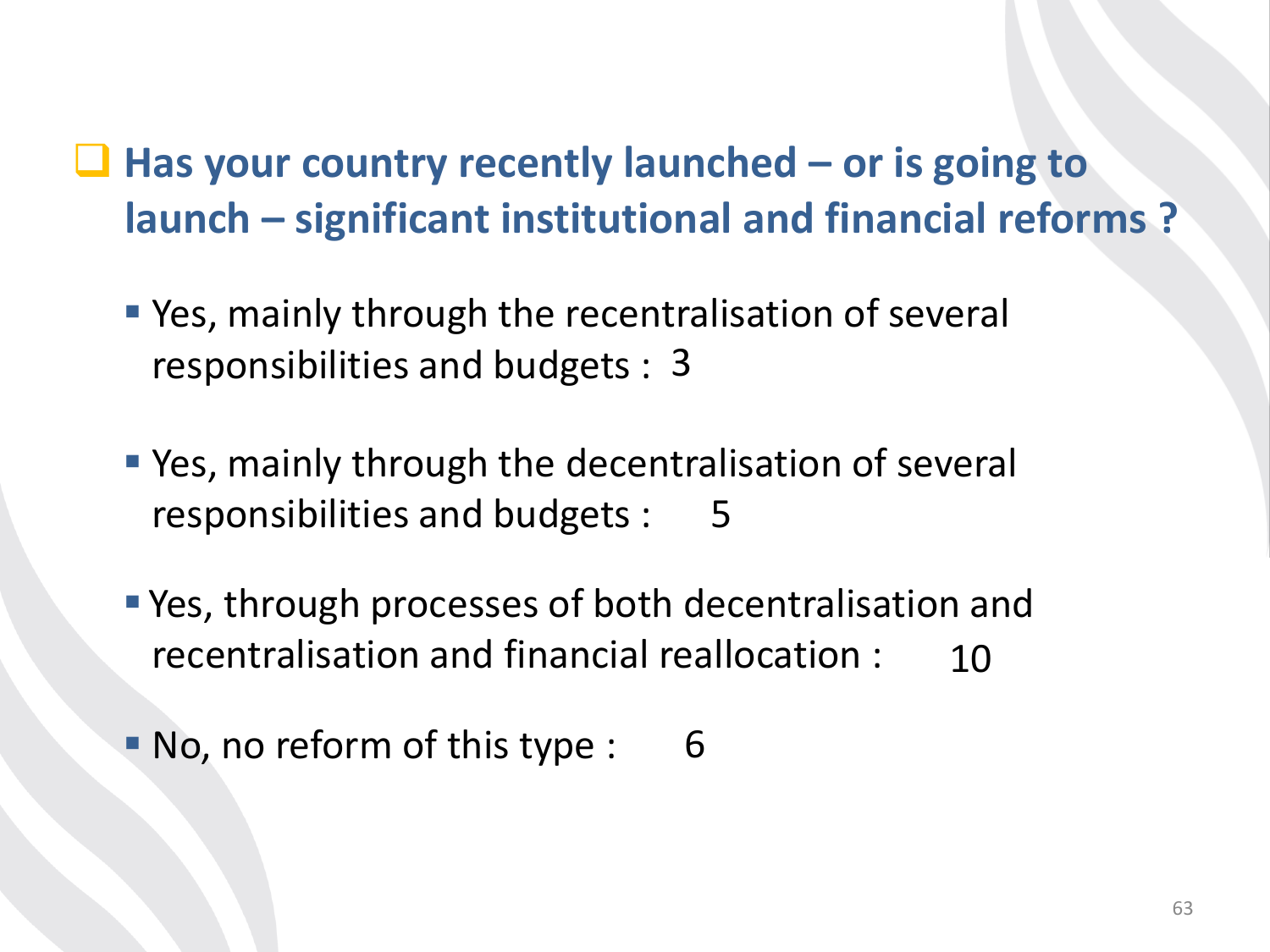## Has your country recently launched – or is going to launch – significant institutional and financial reforms ?

- Yes, mainly through the recentralisation of several responsibilities and budgets : 3
- Yes, mainly through the decentralisation of several responsibilities and budgets : 5
- Yes, through processes of both decentralisation and recentralisation and financial reallocation : 10
- No, no reform of this type : 6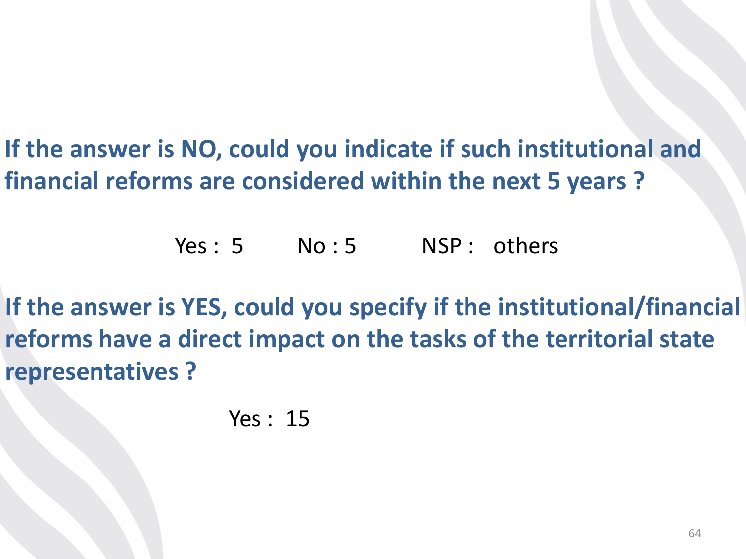**If the answer is NO, could you indicate if such institutional and financial reforms are considered within the next 5 years ?**

Yes : 5 No : 5 NSP : others

**If the answer is YES, could you specify if the institutional/financial reforms have a direct impact on the tasks of the territorial state representatives ?**

Yes : 15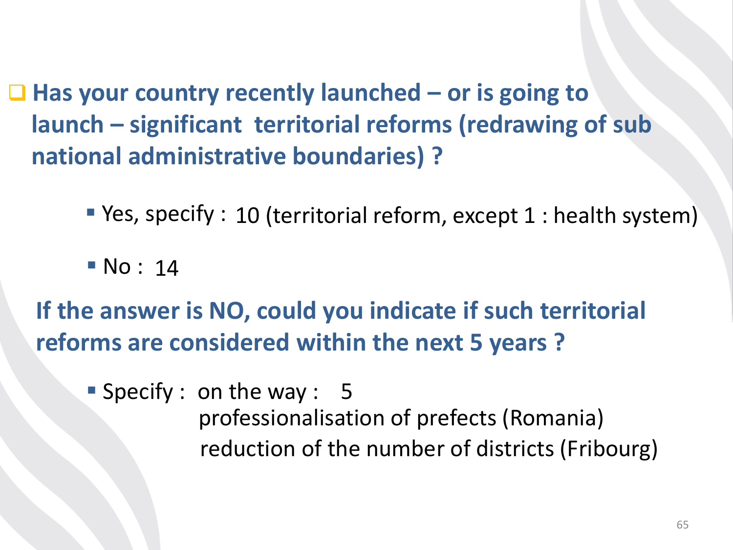- **Has your country recently launched – or is going to launch – significant territorial reforms (redrawing of sub national administrative boundaries) ?**

  - Yes, specify : 10 (territorial reform, except 1 : health system)
  - No : 14

**If the answer is NO, could you indicate if such territorial reforms are considered within the next 5 years ?**

- Specify : on the way : 5
  professionalisation of prefects (Romania)
  reduction of the number of districts (Fribourg)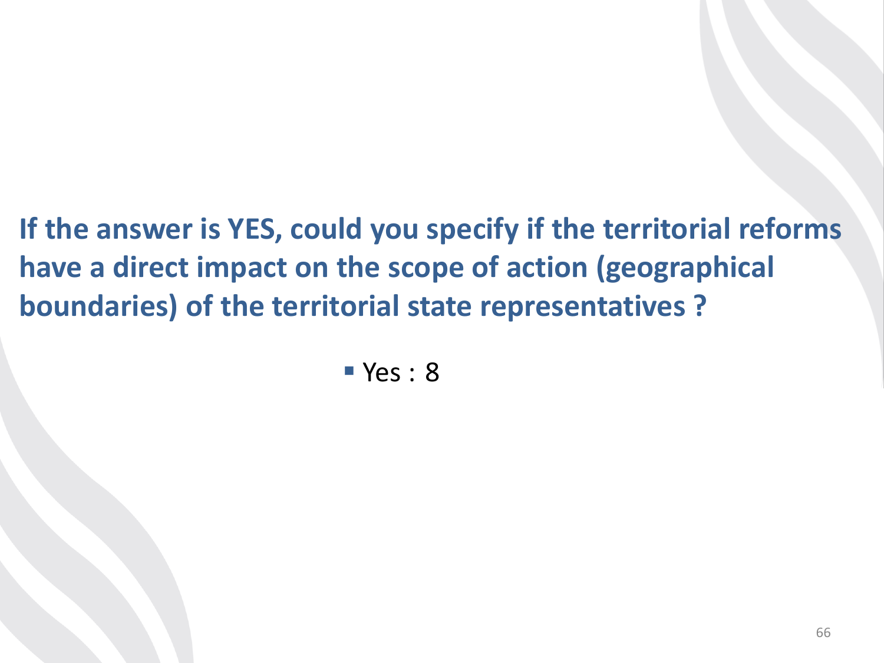**If the answer is YES, could you specify if the territorial reforms have a direct impact on the scope of action (geographical boundaries) of the territorial state representatives ?**

- Yes : 8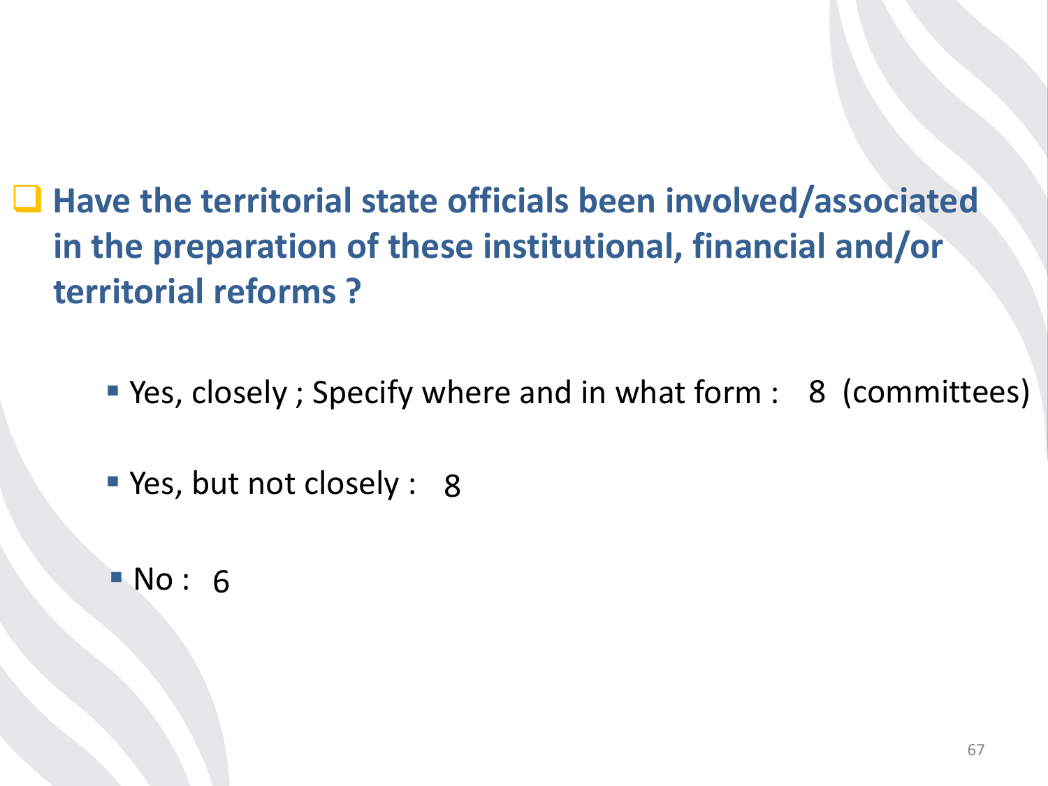- **Have the territorial state officials been involved/associated in the preparation of these institutional, financial and/or territorial reforms ?**

  - Yes, closely ; Specify where and in what form : 8 (committees)
  - Yes, but not closely : 8
  - No : 6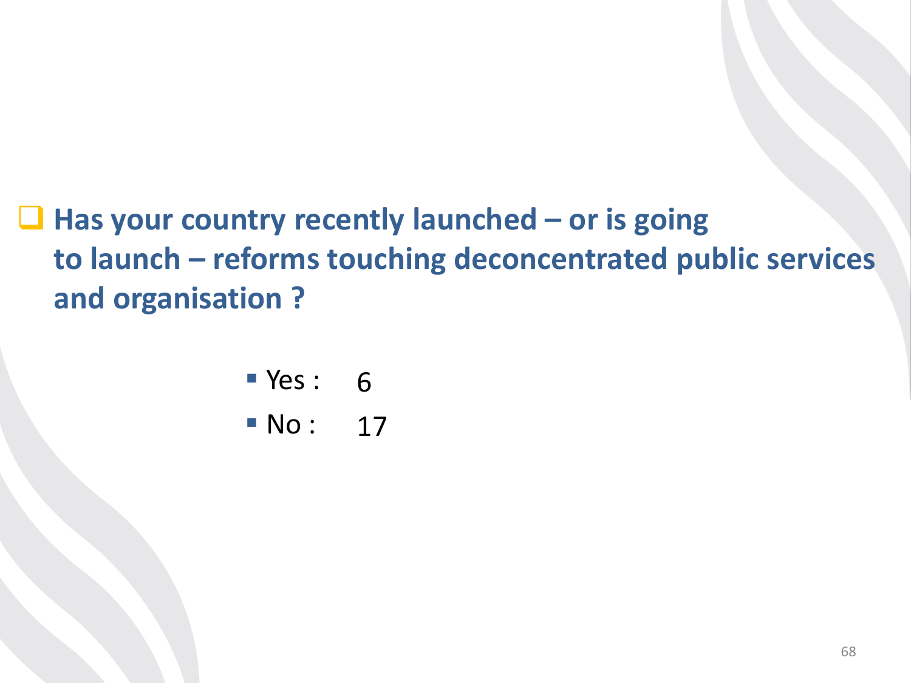- **Has your country recently launched – or is going to launch – reforms touching deconcentrated public services and organisation ?**

  - Yes : 6
  - No : 17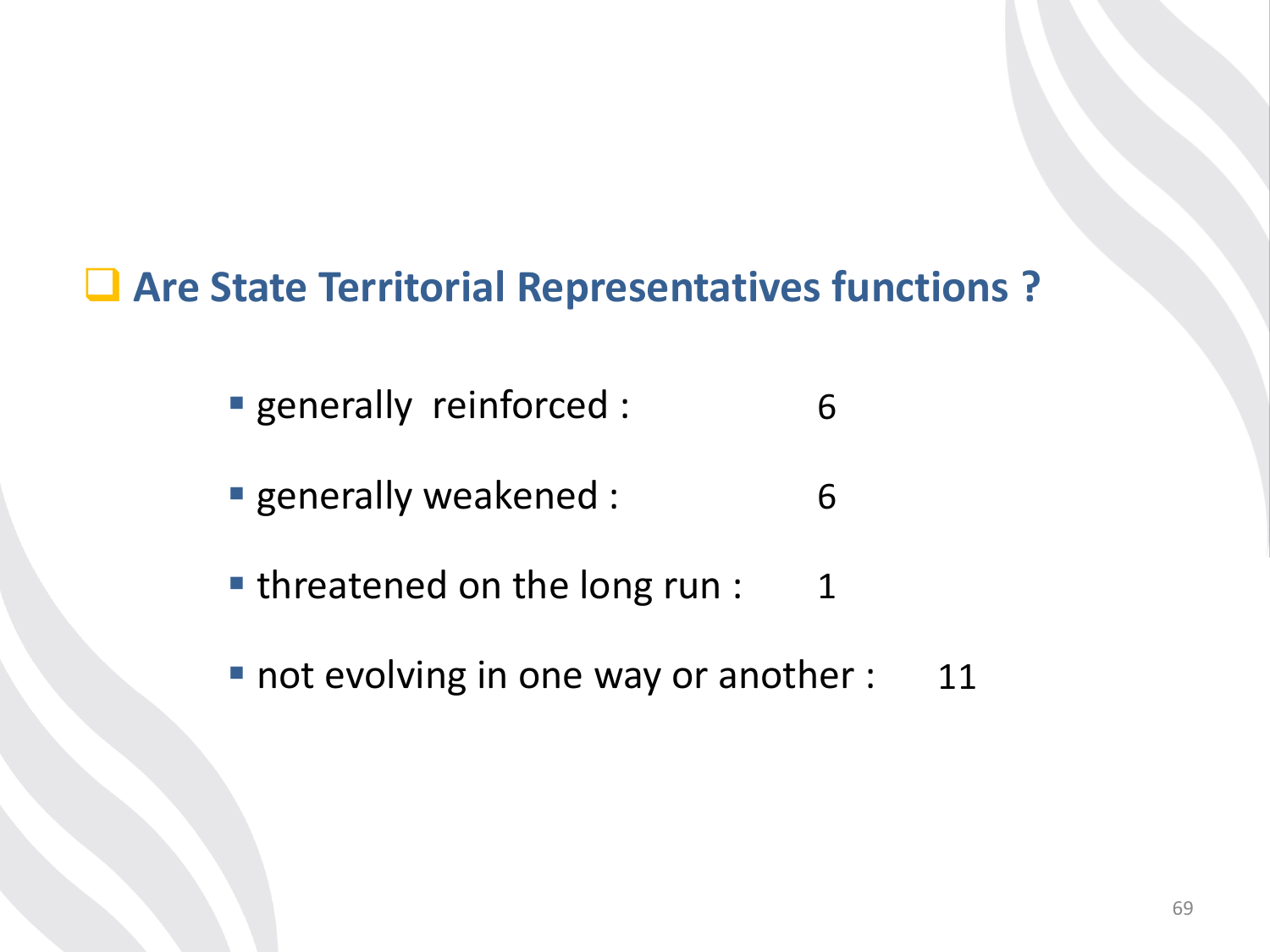## Are State Territorial Representatives functions ?

- generally reinforced : 6
- generally weakened : 6
- threatened on the long run : 1
- not evolving in one way or another : 11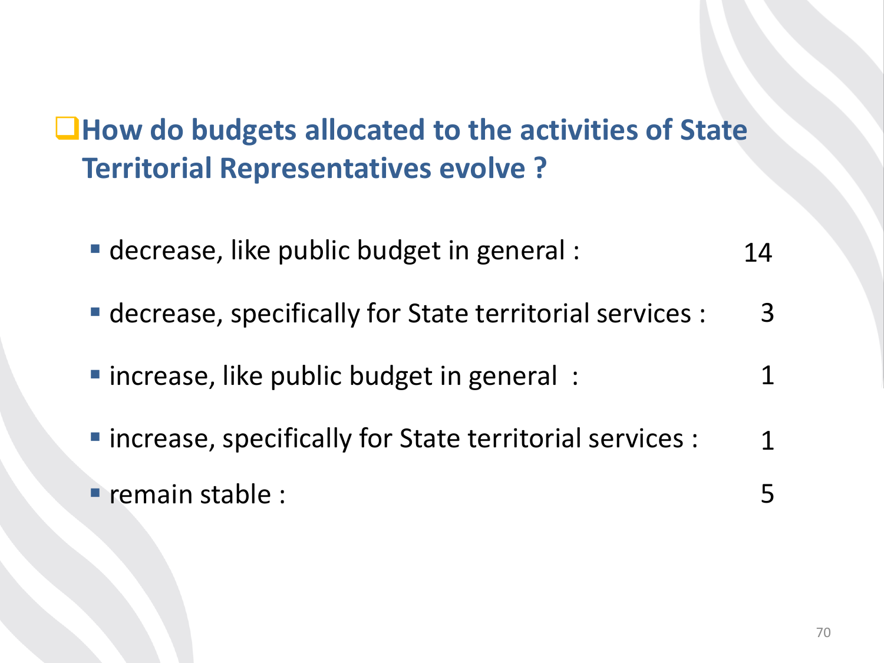## How do budgets allocated to the activities of State Territorial Representatives evolve ?

- decrease, like public budget in general : 14
- decrease, specifically for State territorial services : 3
- increase, like public budget in general : 1
- increase, specifically for State territorial services : 1
- remain stable : 5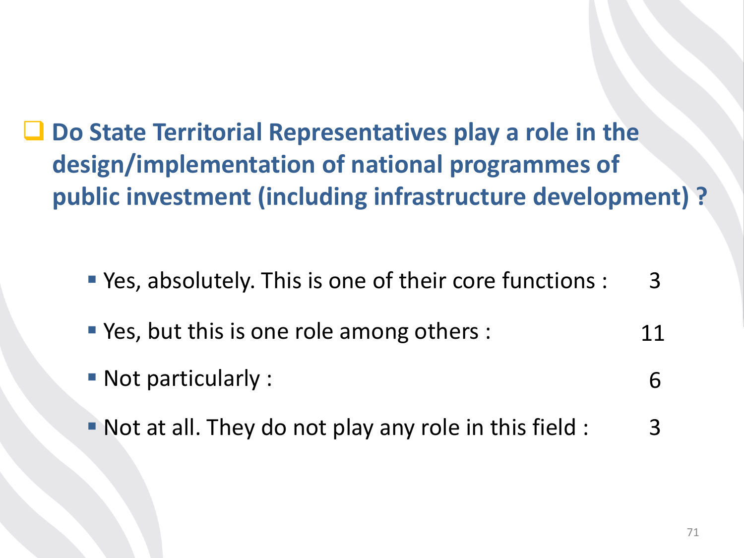- **Do State Territorial Representatives play a role in the design/implementation of national programmes of public investment (including infrastructure development) ?**

  - Yes, absolutely. This is one of their core functions : 3
  - Yes, but this is one role among others : 11
  - Not particularly : 6
  - Not at all. They do not play any role in this field : 3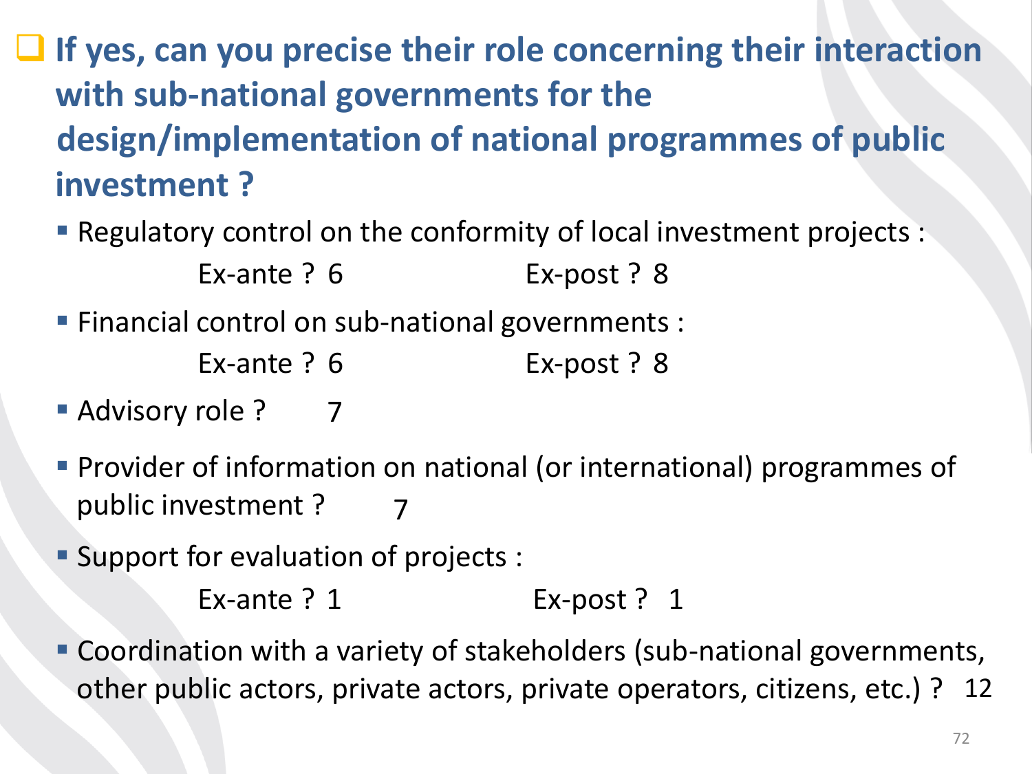- **If yes, can you precise their role concerning their interaction with sub-national governments for the design/implementation of national programmes of public investment ?**
  - Regulatory control on the conformity of local investment projects :
    Ex-ante ? 6 Ex-post ? 8
  - Financial control on sub-national governments :
    Ex-ante ? 6 Ex-post ? 8
  - Advisory role ? 7
  - Provider of information on national (or international) programmes of public investment ? 7
  - Support for evaluation of projects :
    Ex-ante ? 1 Ex-post ? 1
  - Coordination with a variety of stakeholders (sub-national governments, other public actors, private actors, private operators, citizens, etc.) ? 12